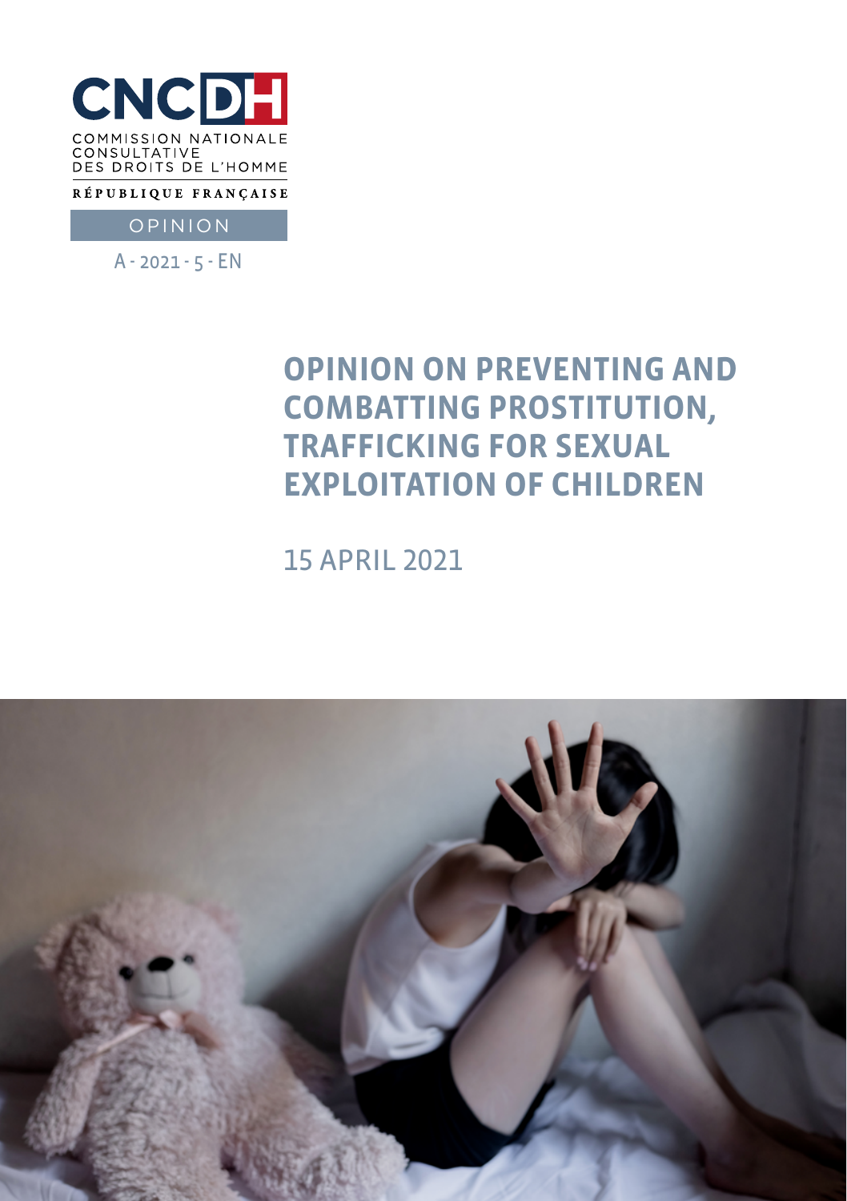CNCDH

COMMISSION NATIONALE CONSULTATIVE DES DROITS DE L'HOMME

RÉPUBLIQUE FRANÇAISE

OPINION

A - 2021 - 5 - EN

# OPINION ON PREVENTING AND COMBATTING PROSTITUTION, TRAFFICKING FOR SEXUAL EXPLOITATION OF CHILDREN

15 APRIL 2021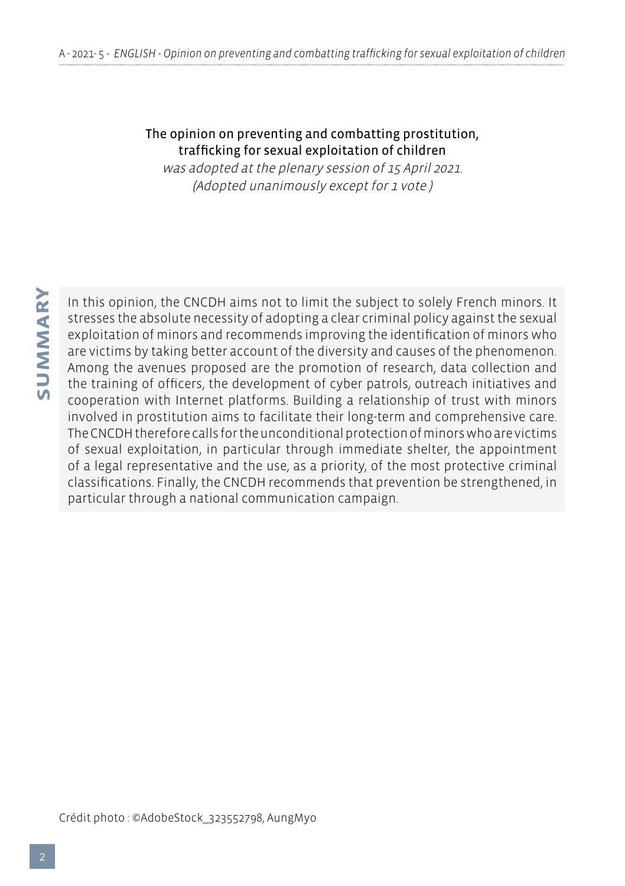The opinion on preventing and combatting prostitution, trafficking for sexual exploitation of children

*was adopted at the plenary session of 15 April 2021.*

*(Adopted unanimously except for 1 vote )*

**SUMMARY**

In this opinion, the CNCDH aims not to limit the subject to solely French minors. It stresses the absolute necessity of adopting a clear criminal policy against the sexual exploitation of minors and recommends improving the identification of minors who are victims by taking better account of the diversity and causes of the phenomenon. Among the avenues proposed are the promotion of research, data collection and the training of officers, the development of cyber patrols, outreach initiatives and cooperation with Internet platforms. Building a relationship of trust with minors involved in prostitution aims to facilitate their long-term and comprehensive care. The CNCDH therefore calls for the unconditional protection of minors who are victims of sexual exploitation, in particular through immediate shelter, the appointment of a legal representative and the use, as a priority, of the most protective criminal classifications. Finally, the CNCDH recommends that prevention be strengthened, in particular through a national communication campaign.

Crédit photo : ©AdobeStock_323552798, AungMyo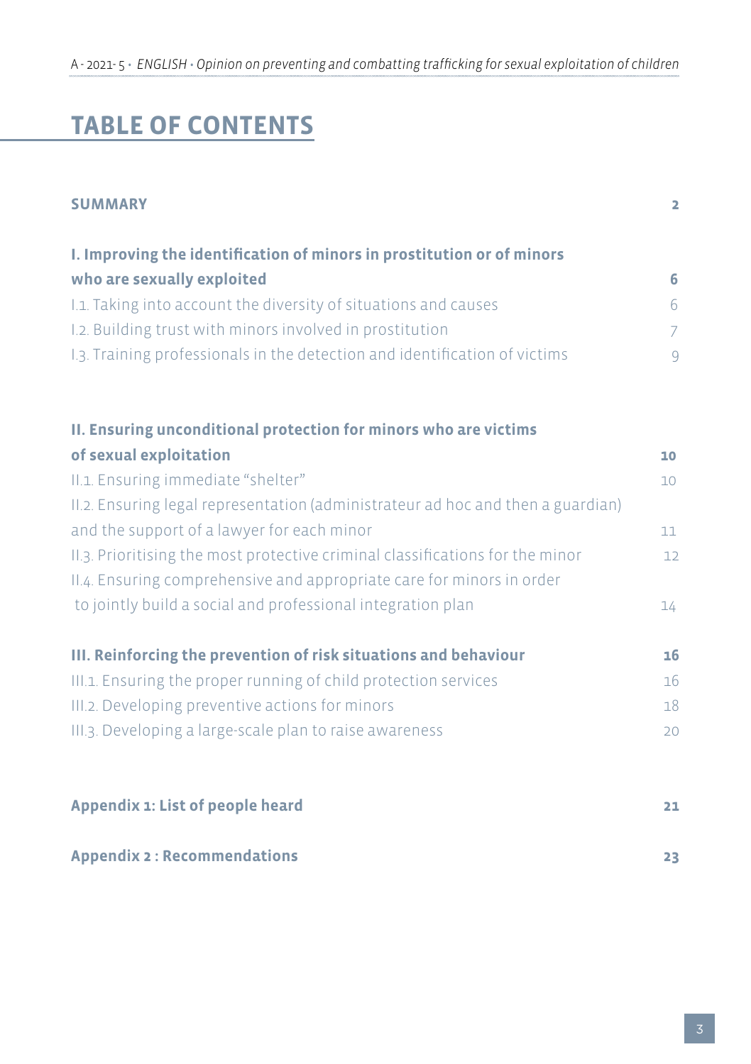# TABLE OF CONTENTS

| | |
|---|---|
| **SUMMARY** | **2** |
| **I. Improving the identification of minors in prostitution or of minors who are sexually exploited** | **6** |
| I.1. Taking into account the diversity of situations and causes | 6 |
| I.2. Building trust with minors involved in prostitution | 7 |
| I.3. Training professionals in the detection and identification of victims | 9 |
| **II. Ensuring unconditional protection for minors who are victims of sexual exploitation** | **10** |
| II.1. Ensuring immediate "shelter" | 10 |
| II.2. Ensuring legal representation (administrateur ad hoc and then a guardian) and the support of a lawyer for each minor | 11 |
| II.3. Prioritising the most protective criminal classifications for the minor | 12 |
| II.4. Ensuring comprehensive and appropriate care for minors in order to jointly build a social and professional integration plan | 14 |
| **III. Reinforcing the prevention of risk situations and behaviour** | **16** |
| III.1. Ensuring the proper running of child protection services | 16 |
| III.2. Developing preventive actions for minors | 18 |
| III.3. Developing a large-scale plan to raise awareness | 20 |
| **Appendix 1: List of people heard** | **21** |
| **Appendix 2 : Recommendations** | **23** |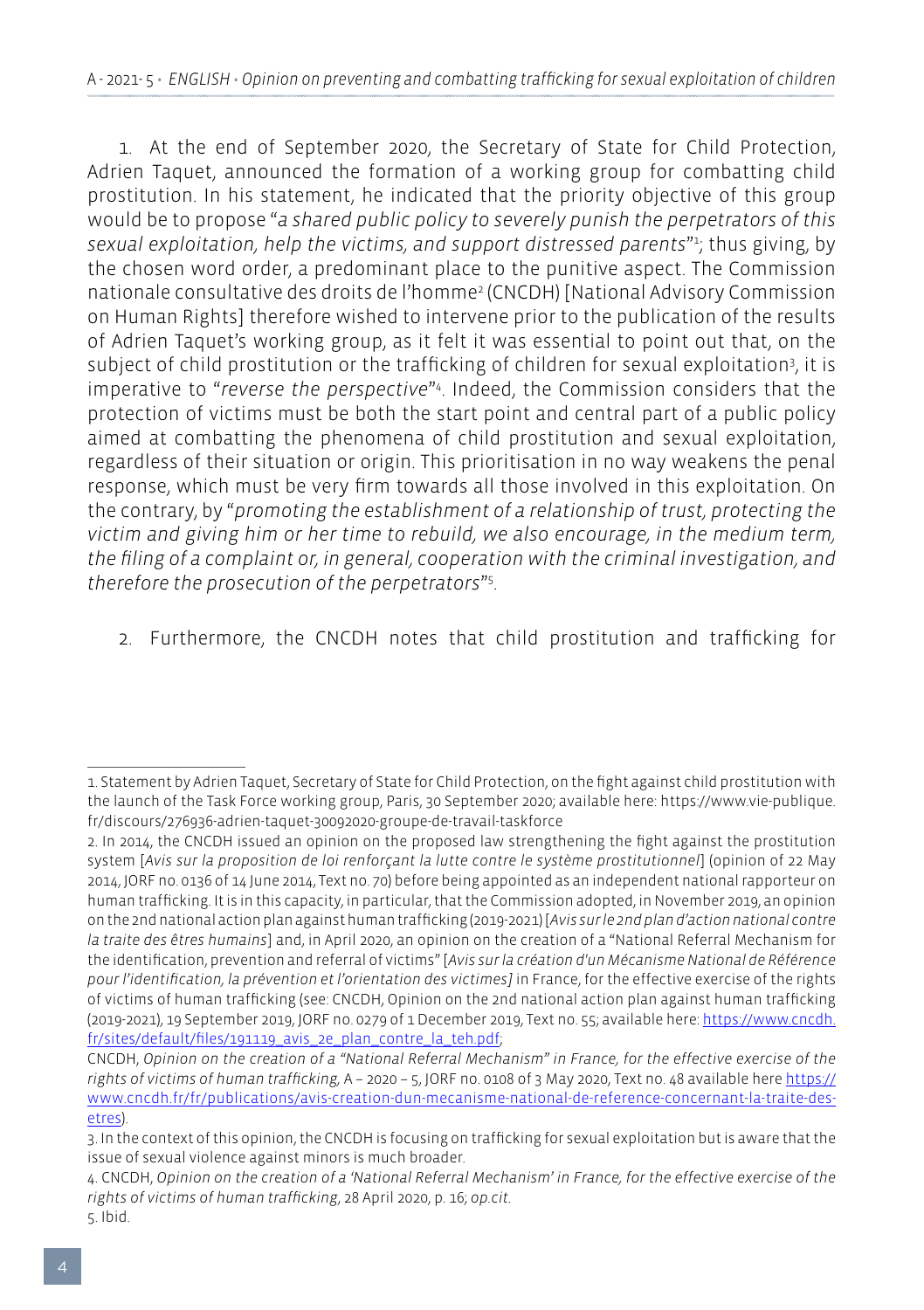1. At the end of September 2020, the Secretary of State for Child Protection, Adrien Taquet, announced the formation of a working group for combatting child prostitution. In his statement, he indicated that the priority objective of this group would be to propose "*a shared public policy to severely punish the perpetrators of this sexual exploitation, help the victims, and support distressed parents*"[1]; thus giving, by the chosen word order, a predominant place to the punitive aspect. The Commission nationale consultative des droits de l'homme[2] (CNCDH) [National Advisory Commission on Human Rights] therefore wished to intervene prior to the publication of the results of Adrien Taquet's working group, as it felt it was essential to point out that, on the subject of child prostitution or the trafficking of children for sexual exploitation[3], it is imperative to "*reverse the perspective*"[4]. Indeed, the Commission considers that the protection of victims must be both the start point and central part of a public policy aimed at combatting the phenomena of child prostitution and sexual exploitation, regardless of their situation or origin. This prioritisation in no way weakens the penal response, which must be very firm towards all those involved in this exploitation. On the contrary, by "*promoting the establishment of a relationship of trust, protecting the victim and giving him or her time to rebuild, we also encourage, in the medium term, the filing of a complaint or, in general, cooperation with the criminal investigation, and therefore the prosecution of the perpetrators*"[5].

2. Furthermore, the CNCDH notes that child prostitution and trafficking for

---

1. Statement by Adrien Taquet, Secretary of State for Child Protection, on the fight against child prostitution with the launch of the Task Force working group, Paris, 30 September 2020; available here: https://www.vie-publique.fr/discours/276936-adrien-taquet-30092020-groupe-de-travail-taskforce

2. In 2014, the CNCDH issued an opinion on the proposed law strengthening the fight against the prostitution system [*Avis sur la proposition de loi renforçant la lutte contre le système prostitutionnel*] (opinion of 22 May 2014, JORF no. 0136 of 14 June 2014, Text no. 70) before being appointed as an independent national rapporteur on human trafficking. It is in this capacity, in particular, that the Commission adopted, in November 2019, an opinion on the 2nd national action plan against human trafficking (2019-2021) [*Avis sur le 2nd plan d'action national contre la traite des êtres humains*] and, in April 2020, an opinion on the creation of a "National Referral Mechanism for the identification, prevention and referral of victims" [*Avis sur la création d'un Mécanisme National de Référence pour l'identification, la prévention et l'orientation des victimes]* in France, for the effective exercise of the rights of victims of human trafficking (see: CNCDH, Opinion on the 2nd national action plan against human trafficking (2019-2021), 19 September 2019, JORF no. 0279 of 1 December 2019, Text no. 55; available here: https://www.cncdh.fr/sites/default/files/191119_avis_2e_plan_contre_la_teh.pdf;

CNCDH, *Opinion on the creation of a "National Referral Mechanism" in France, for the effective exercise of the rights of victims of human trafficking,* A – 2020 – 5, JORF no. 0108 of 3 May 2020, Text no. 48 available here https://www.cncdh.fr/fr/publications/avis-creation-dun-mecanisme-national-de-reference-concernant-la-traite-des-etres).

3. In the context of this opinion, the CNCDH is focusing on trafficking for sexual exploitation but is aware that the issue of sexual violence against minors is much broader.

4. CNCDH, *Opinion on the creation of a 'National Referral Mechanism' in France, for the effective exercise of the rights of victims of human trafficking*, 28 April 2020, p. 16; *op.cit.*

5. Ibid.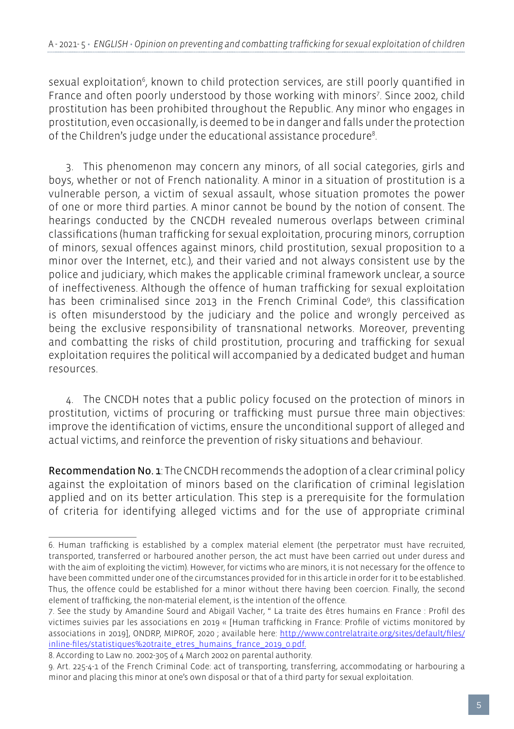sexual exploitation[6], known to child protection services, are still poorly quantified in France and often poorly understood by those working with minors[7]. Since 2002, child prostitution has been prohibited throughout the Republic. Any minor who engages in prostitution, even occasionally, is deemed to be in danger and falls under the protection of the Children's judge under the educational assistance procedure[8].

3. This phenomenon may concern any minors, of all social categories, girls and boys, whether or not of French nationality. A minor in a situation of prostitution is a vulnerable person, a victim of sexual assault, whose situation promotes the power of one or more third parties. A minor cannot be bound by the notion of consent. The hearings conducted by the CNCDH revealed numerous overlaps between criminal classifications (human trafficking for sexual exploitation, procuring minors, corruption of minors, sexual offences against minors, child prostitution, sexual proposition to a minor over the Internet, etc.), and their varied and not always consistent use by the police and judiciary, which makes the applicable criminal framework unclear, a source of ineffectiveness. Although the offence of human trafficking for sexual exploitation has been criminalised since 2013 in the French Criminal Code[9], this classification is often misunderstood by the judiciary and the police and wrongly perceived as being the exclusive responsibility of transnational networks. Moreover, preventing and combatting the risks of child prostitution, procuring and trafficking for sexual exploitation requires the political will accompanied by a dedicated budget and human resources.

4. The CNCDH notes that a public policy focused on the protection of minors in prostitution, victims of procuring or trafficking must pursue three main objectives: improve the identification of victims, ensure the unconditional support of alleged and actual victims, and reinforce the prevention of risky situations and behaviour.

**Recommendation No. 1**: The CNCDH recommends the adoption of a clear criminal policy against the exploitation of minors based on the clarification of criminal legislation applied and on its better articulation. This step is a prerequisite for the formulation of criteria for identifying alleged victims and for the use of appropriate criminal

---

6. Human trafficking is established by a complex material element (the perpetrator must have recruited, transported, transferred or harboured another person, the act must have been carried out under duress and with the aim of exploiting the victim). However, for victims who are minors, it is not necessary for the offence to have been committed under one of the circumstances provided for in this article in order for it to be established. Thus, the offence could be established for a minor without there having been coercion. Finally, the second element of trafficking, the non-material element, is the intention of the offence.

7. See the study by Amandine Sourd and Abigaïl Vacher, " La traite des êtres humains en France : Profil des victimes suivies par les associations en 2019 « [Human trafficking in France: Profile of victims monitored by associations in 2019], ONDRP, MIPROF, 2020 ; available here: http://www.contrelatraite.org/sites/default/files/inline-files/statistiques%20traite_etres_humains_france_2019_0.pdf.

8. According to Law no. 2002-305 of 4 March 2002 on parental authority.

9. Art. 225-4-1 of the French Criminal Code: act of transporting, transferring, accommodating or harbouring a minor and placing this minor at one's own disposal or that of a third party for sexual exploitation.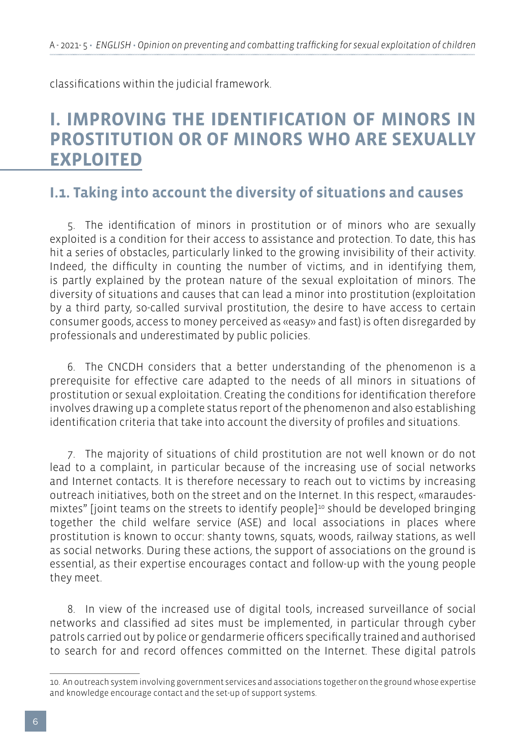classifications within the judicial framework.

# I. IMPROVING THE IDENTIFICATION OF MINORS IN PROSTITUTION OR OF MINORS WHO ARE SEXUALLY EXPLOITED

## I.1. Taking into account the diversity of situations and causes

5. The identification of minors in prostitution or of minors who are sexually exploited is a condition for their access to assistance and protection. To date, this has hit a series of obstacles, particularly linked to the growing invisibility of their activity. Indeed, the difficulty in counting the number of victims, and in identifying them, is partly explained by the protean nature of the sexual exploitation of minors. The diversity of situations and causes that can lead a minor into prostitution (exploitation by a third party, so-called survival prostitution, the desire to have access to certain consumer goods, access to money perceived as «easy» and fast) is often disregarded by professionals and underestimated by public policies.

6. The CNCDH considers that a better understanding of the phenomenon is a prerequisite for effective care adapted to the needs of all minors in situations of prostitution or sexual exploitation. Creating the conditions for identification therefore involves drawing up a complete status report of the phenomenon and also establishing identification criteria that take into account the diversity of profiles and situations.

7. The majority of situations of child prostitution are not well known or do not lead to a complaint, in particular because of the increasing use of social networks and Internet contacts. It is therefore necessary to reach out to victims by increasing outreach initiatives, both on the street and on the Internet. In this respect, «maraudes-mixtes" [joint teams on the streets to identify people][10] should be developed bringing together the child welfare service (ASE) and local associations in places where prostitution is known to occur: shanty towns, squats, woods, railway stations, as well as social networks. During these actions, the support of associations on the ground is essential, as their expertise encourages contact and follow-up with the young people they meet.

8. In view of the increased use of digital tools, increased surveillance of social networks and classified ad sites must be implemented, in particular through cyber patrols carried out by police or gendarmerie officers specifically trained and authorised to search for and record offences committed on the Internet. These digital patrols

10. An outreach system involving government services and associations together on the ground whose expertise and knowledge encourage contact and the set-up of support systems.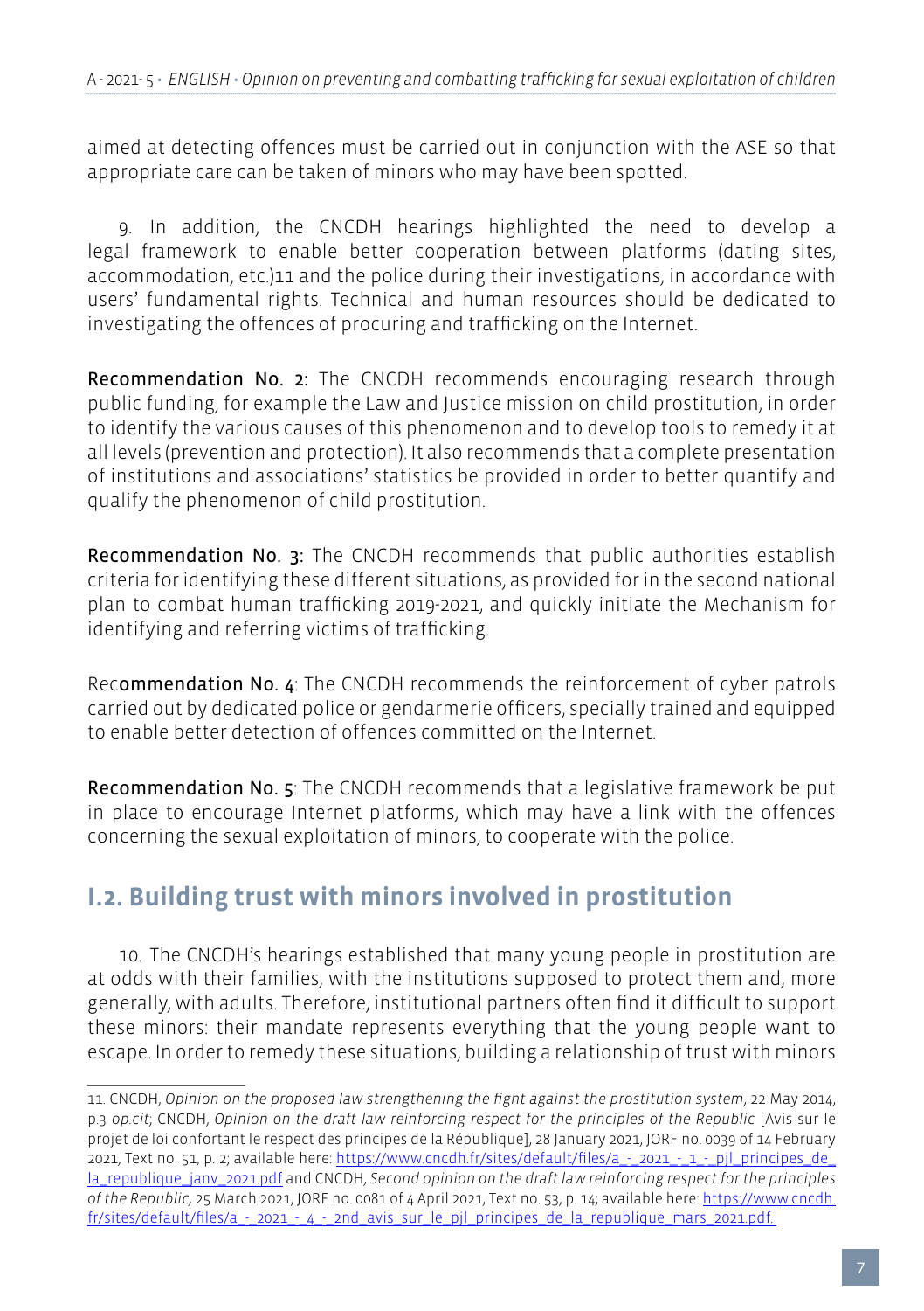aimed at detecting offences must be carried out in conjunction with the ASE so that appropriate care can be taken of minors who may have been spotted.

9. In addition, the CNCDH hearings highlighted the need to develop a legal framework to enable better cooperation between platforms (dating sites, accommodation, etc.)[11] and the police during their investigations, in accordance with users' fundamental rights. Technical and human resources should be dedicated to investigating the offences of procuring and trafficking on the Internet.

**Recommendation No. 2:** The CNCDH recommends encouraging research through public funding, for example the Law and Justice mission on child prostitution, in order to identify the various causes of this phenomenon and to develop tools to remedy it at all levels (prevention and protection). It also recommends that a complete presentation of institutions and associations' statistics be provided in order to better quantify and qualify the phenomenon of child prostitution.

**Recommendation No. 3:** The CNCDH recommends that public authorities establish criteria for identifying these different situations, as provided for in the second national plan to combat human trafficking 2019-2021, and quickly initiate the Mechanism for identifying and referring victims of trafficking.

**Recommendation No. 4**: The CNCDH recommends the reinforcement of cyber patrols carried out by dedicated police or gendarmerie officers, specially trained and equipped to enable better detection of offences committed on the Internet.

**Recommendation No. 5**: The CNCDH recommends that a legislative framework be put in place to encourage Internet platforms, which may have a link with the offences concerning the sexual exploitation of minors, to cooperate with the police.

## I.2. Building trust with minors involved in prostitution

10. The CNCDH's hearings established that many young people in prostitution are at odds with their families, with the institutions supposed to protect them and, more generally, with adults. Therefore, institutional partners often find it difficult to support these minors: their mandate represents everything that the young people want to escape. In order to remedy these situations, building a relationship of trust with minors

---

11. CNCDH, *Opinion on the proposed law strengthening the fight against the prostitution system*, 22 May 2014, p.3 *op.cit*; CNCDH, *Opinion on the draft law reinforcing respect for the principles of the Republic* [Avis sur le projet de loi confortant le respect des principes de la République], 28 January 2021, JORF no. 0039 of 14 February 2021, Text no. 51, p. 2; available here: https://www.cncdh.fr/sites/default/files/a_-_2021_-_1_-_pjl_principes_de_la_republique_janv_2021.pdf and CNCDH, *Second opinion on the draft law reinforcing respect for the principles of the Republic,* 25 March 2021, JORF no. 0081 of 4 April 2021, Text no. 53, p. 14; available here: https://www.cncdh.fr/sites/default/files/a_-_2021_-_4_-_2nd_avis_sur_le_pjl_principes_de_la_republique_mars_2021.pdf.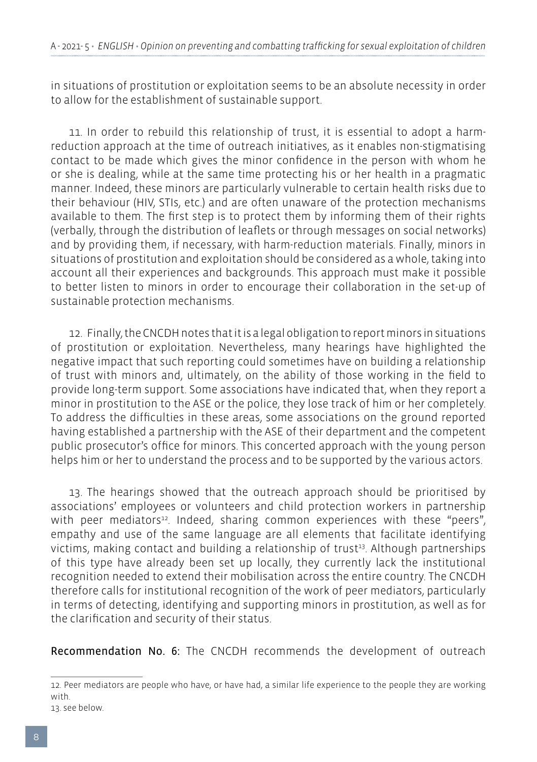in situations of prostitution or exploitation seems to be an absolute necessity in order to allow for the establishment of sustainable support.

11. In order to rebuild this relationship of trust, it is essential to adopt a harm-reduction approach at the time of outreach initiatives, as it enables non-stigmatising contact to be made which gives the minor confidence in the person with whom he or she is dealing, while at the same time protecting his or her health in a pragmatic manner. Indeed, these minors are particularly vulnerable to certain health risks due to their behaviour (HIV, STIs, etc.) and are often unaware of the protection mechanisms available to them. The first step is to protect them by informing them of their rights (verbally, through the distribution of leaflets or through messages on social networks) and by providing them, if necessary, with harm-reduction materials. Finally, minors in situations of prostitution and exploitation should be considered as a whole, taking into account all their experiences and backgrounds. This approach must make it possible to better listen to minors in order to encourage their collaboration in the set-up of sustainable protection mechanisms.

12. Finally, the CNCDH notes that it is a legal obligation to report minors in situations of prostitution or exploitation. Nevertheless, many hearings have highlighted the negative impact that such reporting could sometimes have on building a relationship of trust with minors and, ultimately, on the ability of those working in the field to provide long-term support. Some associations have indicated that, when they report a minor in prostitution to the ASE or the police, they lose track of him or her completely. To address the difficulties in these areas, some associations on the ground reported having established a partnership with the ASE of their department and the competent public prosecutor's office for minors. This concerted approach with the young person helps him or her to understand the process and to be supported by the various actors.

13. The hearings showed that the outreach approach should be prioritised by associations' employees or volunteers and child protection workers in partnership with peer mediators[12]. Indeed, sharing common experiences with these "peers", empathy and use of the same language are all elements that facilitate identifying victims, making contact and building a relationship of trust[13]. Although partnerships of this type have already been set up locally, they currently lack the institutional recognition needed to extend their mobilisation across the entire country. The CNCDH therefore calls for institutional recognition of the work of peer mediators, particularly in terms of detecting, identifying and supporting minors in prostitution, as well as for the clarification and security of their status.

**Recommendation No. 6:** The CNCDH recommends the development of outreach

---

12. Peer mediators are people who have, or have had, a similar life experience to the people they are working with.

13. see below.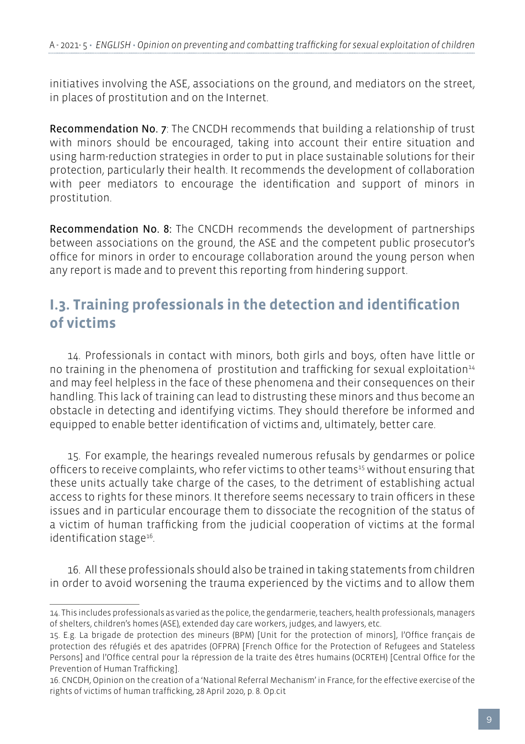initiatives involving the ASE, associations on the ground, and mediators on the street, in places of prostitution and on the Internet.

**Recommendation No. 7**: The CNCDH recommends that building a relationship of trust with minors should be encouraged, taking into account their entire situation and using harm-reduction strategies in order to put in place sustainable solutions for their protection, particularly their health. It recommends the development of collaboration with peer mediators to encourage the identification and support of minors in prostitution.

**Recommendation No. 8:** The CNCDH recommends the development of partnerships between associations on the ground, the ASE and the competent public prosecutor's office for minors in order to encourage collaboration around the young person when any report is made and to prevent this reporting from hindering support.

## I.3. Training professionals in the detection and identification of victims

14. Professionals in contact with minors, both girls and boys, often have little or no training in the phenomena of prostitution and trafficking for sexual exploitation[14] and may feel helpless in the face of these phenomena and their consequences on their handling. This lack of training can lead to distrusting these minors and thus become an obstacle in detecting and identifying victims. They should therefore be informed and equipped to enable better identification of victims and, ultimately, better care.

15. For example, the hearings revealed numerous refusals by gendarmes or police officers to receive complaints, who refer victims to other teams[15] without ensuring that these units actually take charge of the cases, to the detriment of establishing actual access to rights for these minors. It therefore seems necessary to train officers in these issues and in particular encourage them to dissociate the recognition of the status of a victim of human trafficking from the judicial cooperation of victims at the formal identification stage[16].

16. All these professionals should also be trained in taking statements from children in order to avoid worsening the trauma experienced by the victims and to allow them

---

14. This includes professionals as varied as the police, the gendarmerie, teachers, health professionals, managers of shelters, children's homes (ASE), extended day care workers, judges, and lawyers, etc.

15. E.g. La brigade de protection des mineurs (BPM) [Unit for the protection of minors], l'Office français de protection des réfugiés et des apatrides (OFPRA) [French Office for the Protection of Refugees and Stateless Persons] and l'Office central pour la répression de la traite des êtres humains (OCRTEH) [Central Office for the Prevention of Human Trafficking].

16. CNCDH, Opinion on the creation of a 'National Referral Mechanism' in France, for the effective exercise of the rights of victims of human trafficking, 28 April 2020, p. 8. Op.cit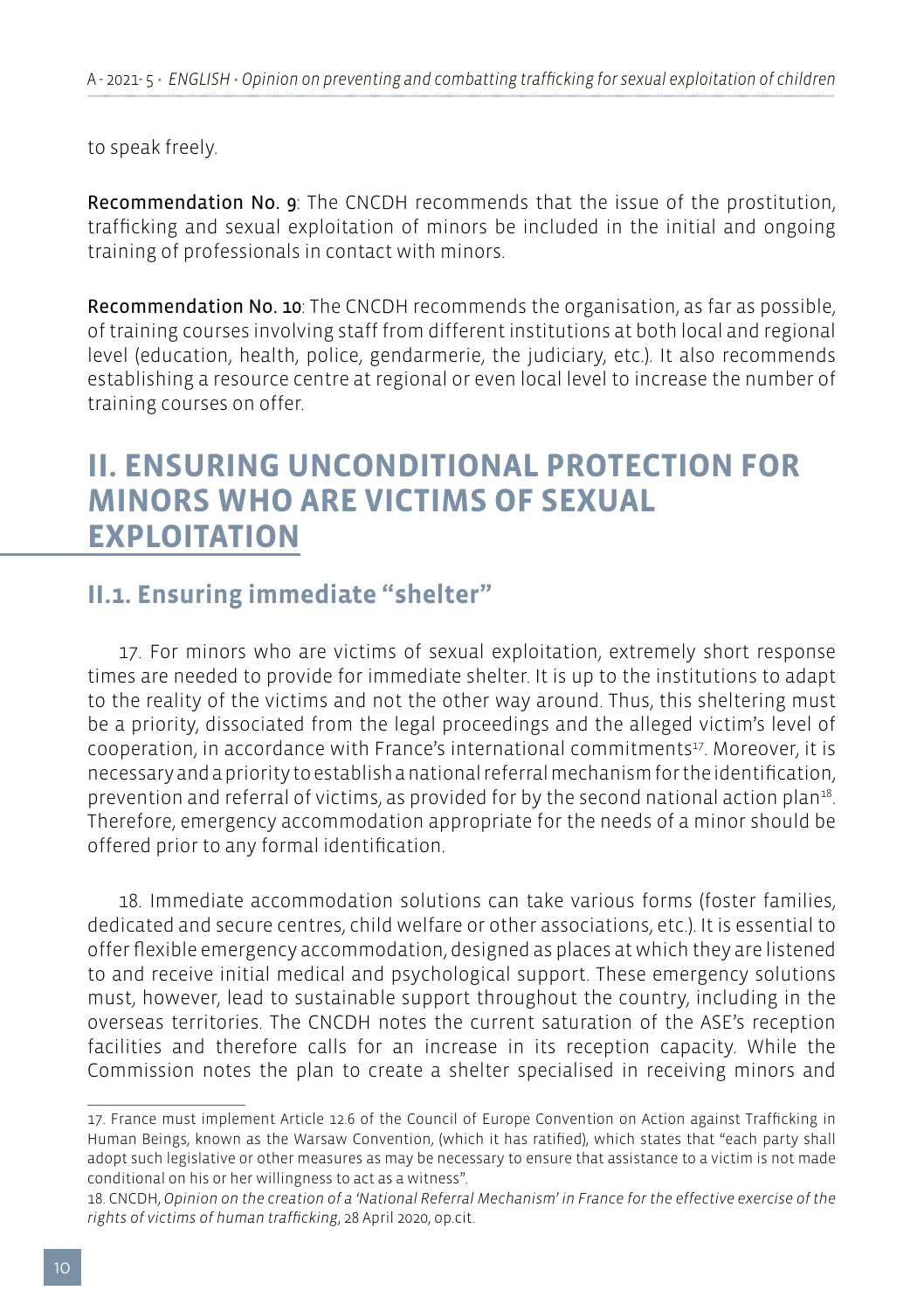to speak freely.

**Recommendation No. 9**: The CNCDH recommends that the issue of the prostitution, trafficking and sexual exploitation of minors be included in the initial and ongoing training of professionals in contact with minors.

**Recommendation No. 10**: The CNCDH recommends the organisation, as far as possible, of training courses involving staff from different institutions at both local and regional level (education, health, police, gendarmerie, the judiciary, etc.). It also recommends establishing a resource centre at regional or even local level to increase the number of training courses on offer.

# II. ENSURING UNCONDITIONAL PROTECTION FOR MINORS WHO ARE VICTIMS OF SEXUAL EXPLOITATION

## II.1. Ensuring immediate "shelter"

17. For minors who are victims of sexual exploitation, extremely short response times are needed to provide for immediate shelter. It is up to the institutions to adapt to the reality of the victims and not the other way around. Thus, this sheltering must be a priority, dissociated from the legal proceedings and the alleged victim's level of cooperation, in accordance with France's international commitments[17]. Moreover, it is necessary and a priority to establish a national referral mechanism for the identification, prevention and referral of victims, as provided for by the second national action plan[18]. Therefore, emergency accommodation appropriate for the needs of a minor should be offered prior to any formal identification.

18. Immediate accommodation solutions can take various forms (foster families, dedicated and secure centres, child welfare or other associations, etc.). It is essential to offer flexible emergency accommodation, designed as places at which they are listened to and receive initial medical and psychological support. These emergency solutions must, however, lead to sustainable support throughout the country, including in the overseas territories. The CNCDH notes the current saturation of the ASE's reception facilities and therefore calls for an increase in its reception capacity. While the Commission notes the plan to create a shelter specialised in receiving minors and

---

17. France must implement Article 12.6 of the Council of Europe Convention on Action against Trafficking in Human Beings, known as the Warsaw Convention, (which it has ratified), which states that "each party shall adopt such legislative or other measures as may be necessary to ensure that assistance to a victim is not made conditional on his or her willingness to act as a witness".

18. CNCDH, *Opinion on the creation of a 'National Referral Mechanism' in France for the effective exercise of the rights of victims of human trafficking*, 28 April 2020, op.cit.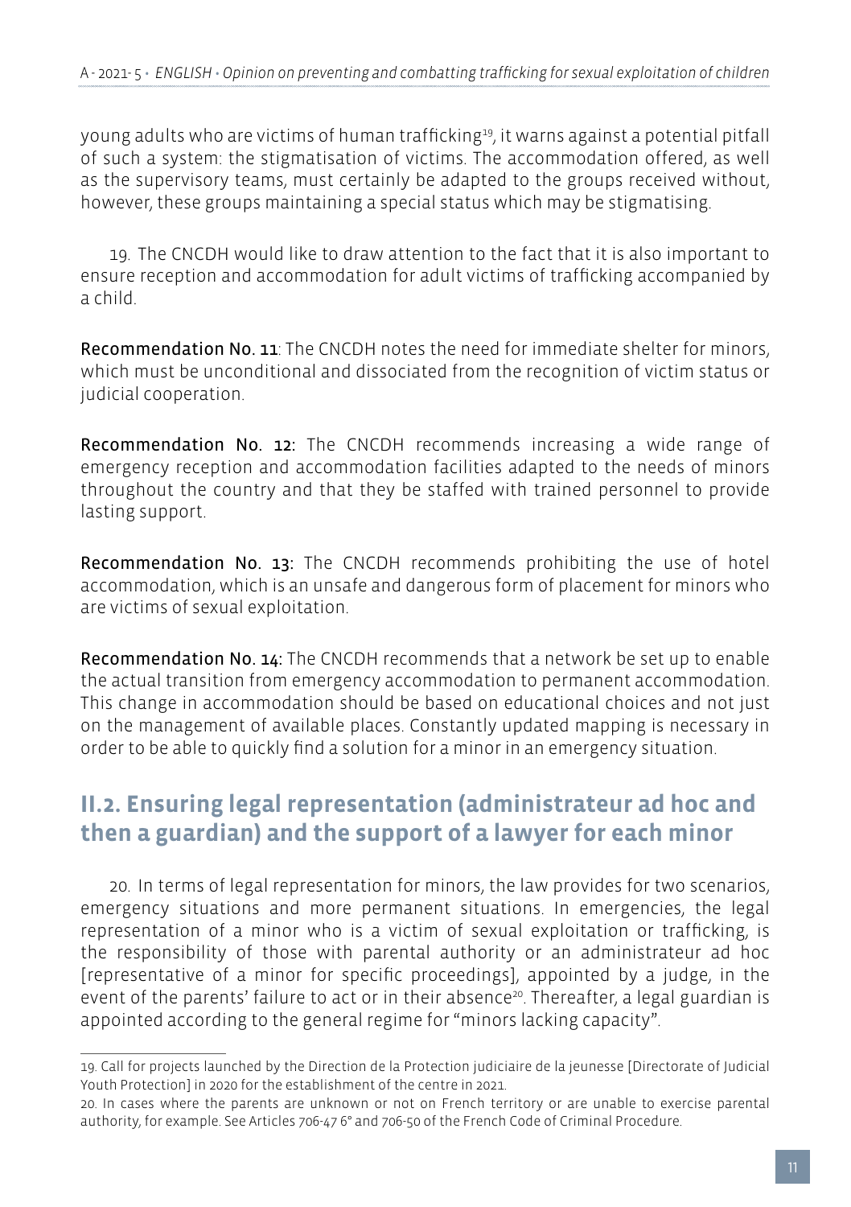young adults who are victims of human trafficking[19], it warns against a potential pitfall of such a system: the stigmatisation of victims. The accommodation offered, as well as the supervisory teams, must certainly be adapted to the groups received without, however, these groups maintaining a special status which may be stigmatising.

19. The CNCDH would like to draw attention to the fact that it is also important to ensure reception and accommodation for adult victims of trafficking accompanied by a child.

**Recommendation No. 11**: The CNCDH notes the need for immediate shelter for minors, which must be unconditional and dissociated from the recognition of victim status or judicial cooperation.

**Recommendation No. 12:** The CNCDH recommends increasing a wide range of emergency reception and accommodation facilities adapted to the needs of minors throughout the country and that they be staffed with trained personnel to provide lasting support.

**Recommendation No. 13:** The CNCDH recommends prohibiting the use of hotel accommodation, which is an unsafe and dangerous form of placement for minors who are victims of sexual exploitation.

**Recommendation No. 14:** The CNCDH recommends that a network be set up to enable the actual transition from emergency accommodation to permanent accommodation. This change in accommodation should be based on educational choices and not just on the management of available places. Constantly updated mapping is necessary in order to be able to quickly find a solution for a minor in an emergency situation.

## II.2. Ensuring legal representation (administrateur ad hoc and then a guardian) and the support of a lawyer for each minor

20. In terms of legal representation for minors, the law provides for two scenarios, emergency situations and more permanent situations. In emergencies, the legal representation of a minor who is a victim of sexual exploitation or trafficking, is the responsibility of those with parental authority or an administrateur ad hoc [representative of a minor for specific proceedings], appointed by a judge, in the event of the parents' failure to act or in their absence[20]. Thereafter, a legal guardian is appointed according to the general regime for "minors lacking capacity".

---

19. Call for projects launched by the Direction de la Protection judiciaire de la jeunesse [Directorate of Judicial Youth Protection] in 2020 for the establishment of the centre in 2021.

20. In cases where the parents are unknown or not on French territory or are unable to exercise parental authority, for example. See Articles 706-47 6° and 706-50 of the French Code of Criminal Procedure.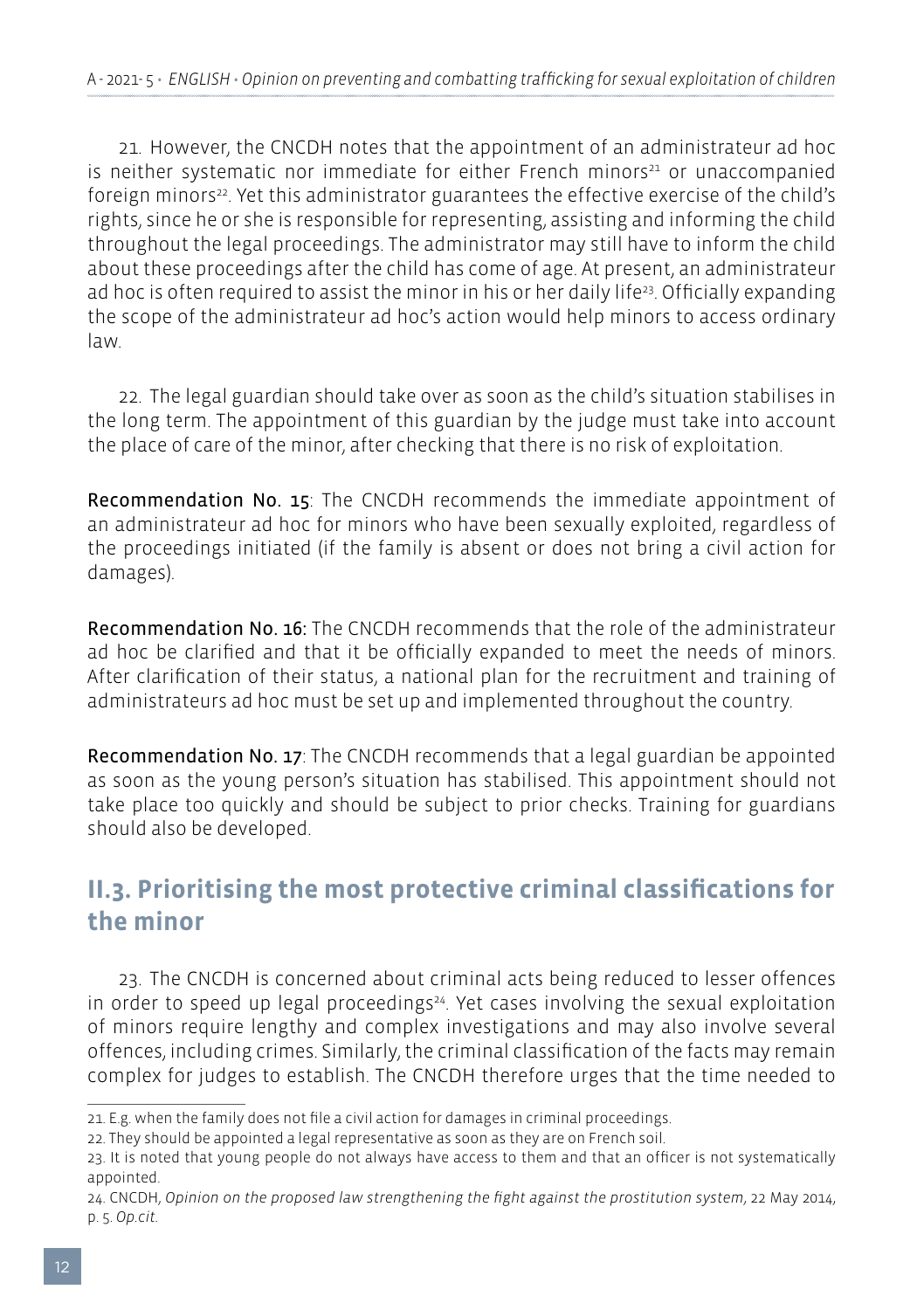21. However, the CNCDH notes that the appointment of an administrateur ad hoc is neither systematic nor immediate for either French minors[21] or unaccompanied foreign minors[22]. Yet this administrator guarantees the effective exercise of the child's rights, since he or she is responsible for representing, assisting and informing the child throughout the legal proceedings. The administrator may still have to inform the child about these proceedings after the child has come of age. At present, an administrateur ad hoc is often required to assist the minor in his or her daily life[23]. Officially expanding the scope of the administrateur ad hoc's action would help minors to access ordinary law.

22. The legal guardian should take over as soon as the child's situation stabilises in the long term. The appointment of this guardian by the judge must take into account the place of care of the minor, after checking that there is no risk of exploitation.

**Recommendation No. 15**: The CNCDH recommends the immediate appointment of an administrateur ad hoc for minors who have been sexually exploited, regardless of the proceedings initiated (if the family is absent or does not bring a civil action for damages).

**Recommendation No. 16:** The CNCDH recommends that the role of the administrateur ad hoc be clarified and that it be officially expanded to meet the needs of minors. After clarification of their status, a national plan for the recruitment and training of administrateurs ad hoc must be set up and implemented throughout the country.

**Recommendation No. 17**: The CNCDH recommends that a legal guardian be appointed as soon as the young person's situation has stabilised. This appointment should not take place too quickly and should be subject to prior checks. Training for guardians should also be developed.

## II.3. Prioritising the most protective criminal classifications for the minor

23. The CNCDH is concerned about criminal acts being reduced to lesser offences in order to speed up legal proceedings[24]. Yet cases involving the sexual exploitation of minors require lengthy and complex investigations and may also involve several offences, including crimes. Similarly, the criminal classification of the facts may remain complex for judges to establish. The CNCDH therefore urges that the time needed to

---

21. E.g. when the family does not file a civil action for damages in criminal proceedings.

22. They should be appointed a legal representative as soon as they are on French soil.

23. It is noted that young people do not always have access to them and that an officer is not systematically appointed.

24. CNCDH, *Opinion on the proposed law strengthening the fight against the prostitution system*, 22 May 2014, p. 5. *Op.cit.*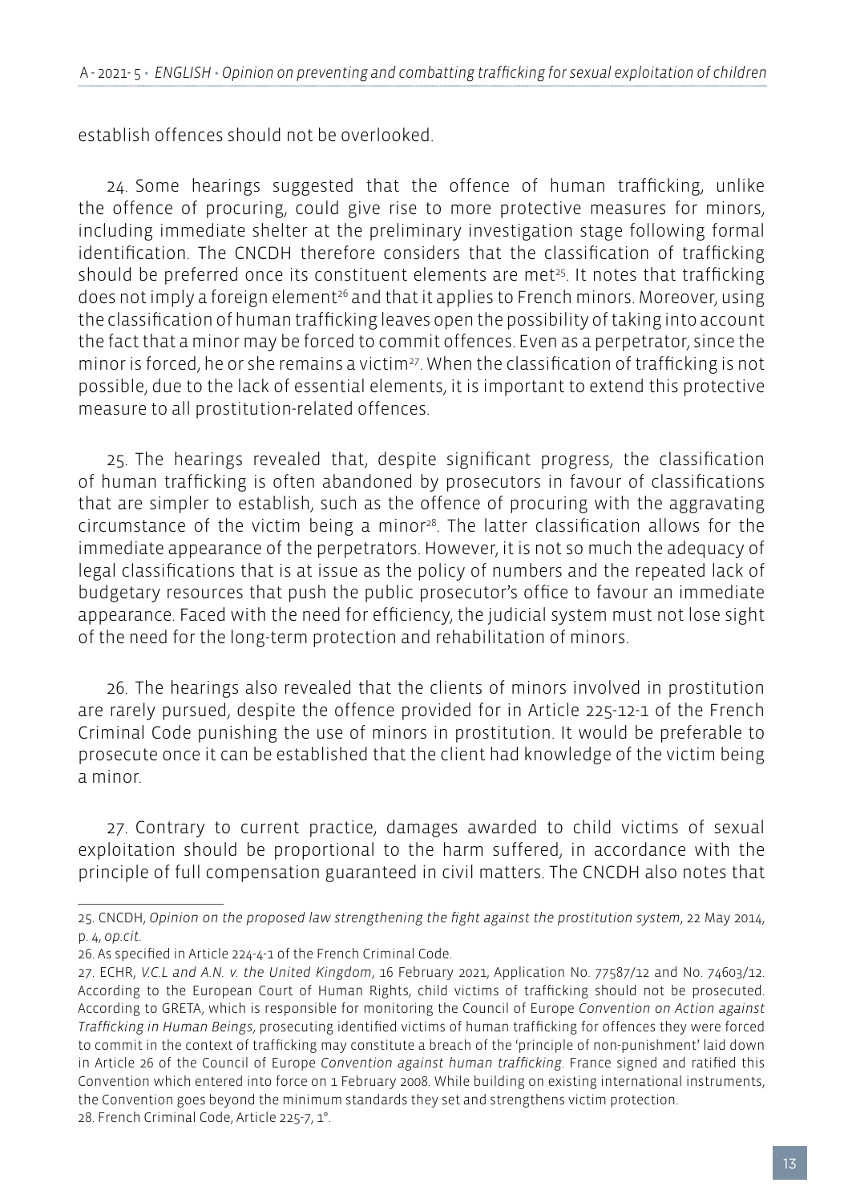establish offences should not be overlooked.

24. Some hearings suggested that the offence of human trafficking, unlike the offence of procuring, could give rise to more protective measures for minors, including immediate shelter at the preliminary investigation stage following formal identification. The CNCDH therefore considers that the classification of trafficking should be preferred once its constituent elements are met[25]. It notes that trafficking does not imply a foreign element[26] and that it applies to French minors. Moreover, using the classification of human trafficking leaves open the possibility of taking into account the fact that a minor may be forced to commit offences. Even as a perpetrator, since the minor is forced, he or she remains a victim[27]. When the classification of trafficking is not possible, due to the lack of essential elements, it is important to extend this protective measure to all prostitution-related offences.

25. The hearings revealed that, despite significant progress, the classification of human trafficking is often abandoned by prosecutors in favour of classifications that are simpler to establish, such as the offence of procuring with the aggravating circumstance of the victim being a minor[28]. The latter classification allows for the immediate appearance of the perpetrators. However, it is not so much the adequacy of legal classifications that is at issue as the policy of numbers and the repeated lack of budgetary resources that push the public prosecutor's office to favour an immediate appearance. Faced with the need for efficiency, the judicial system must not lose sight of the need for the long-term protection and rehabilitation of minors.

26. The hearings also revealed that the clients of minors involved in prostitution are rarely pursued, despite the offence provided for in Article 225-12-1 of the French Criminal Code punishing the use of minors in prostitution. It would be preferable to prosecute once it can be established that the client had knowledge of the victim being a minor.

27. Contrary to current practice, damages awarded to child victims of sexual exploitation should be proportional to the harm suffered, in accordance with the principle of full compensation guaranteed in civil matters. The CNCDH also notes that

---

25. CNCDH, *Opinion on the proposed law strengthening the fight against the prostitution system*, 22 May 2014, p. 4, *op.cit.*

26. As specified in Article 224-4-1 of the French Criminal Code.

27. ECHR, *V.C.L and A.N. v. the United Kingdom*, 16 February 2021, Application No. 77587/12 and No. 74603/12. According to the European Court of Human Rights, child victims of trafficking should not be prosecuted. According to GRETA, which is responsible for monitoring the Council of Europe *Convention on Action against Trafficking in Human Beings*, prosecuting identified victims of human trafficking for offences they were forced to commit in the context of trafficking may constitute a breach of the 'principle of non-punishment' laid down in Article 26 of the Council of Europe *Convention against human trafficking*. France signed and ratified this Convention which entered into force on 1 February 2008. While building on existing international instruments, the Convention goes beyond the minimum standards they set and strengthens victim protection.

28. French Criminal Code, Article 225-7, 1°.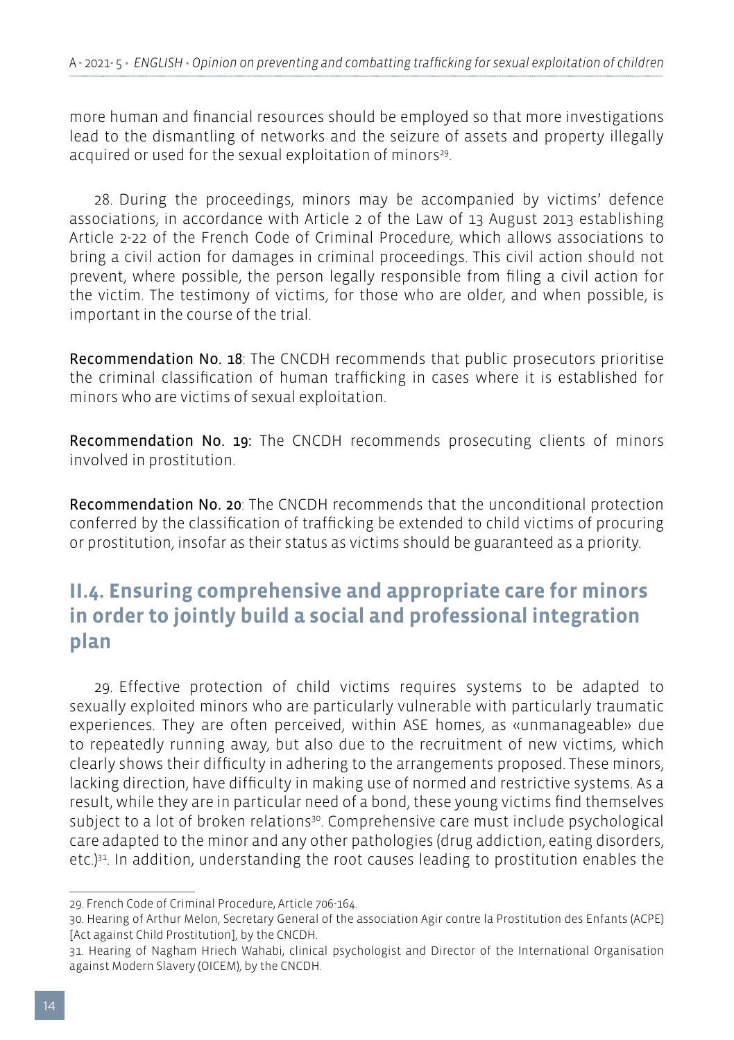more human and financial resources should be employed so that more investigations lead to the dismantling of networks and the seizure of assets and property illegally acquired or used for the sexual exploitation of minors[29].

28. During the proceedings, minors may be accompanied by victims' defence associations, in accordance with Article 2 of the Law of 13 August 2013 establishing Article 2-22 of the French Code of Criminal Procedure, which allows associations to bring a civil action for damages in criminal proceedings. This civil action should not prevent, where possible, the person legally responsible from filing a civil action for the victim. The testimony of victims, for those who are older, and when possible, is important in the course of the trial.

**Recommendation No. 18**: The CNCDH recommends that public prosecutors prioritise the criminal classification of human trafficking in cases where it is established for minors who are victims of sexual exploitation.

**Recommendation No. 19:** The CNCDH recommends prosecuting clients of minors involved in prostitution.

**Recommendation No. 20**: The CNCDH recommends that the unconditional protection conferred by the classification of trafficking be extended to child victims of procuring or prostitution, insofar as their status as victims should be guaranteed as a priority.

## II.4. Ensuring comprehensive and appropriate care for minors in order to jointly build a social and professional integration plan

29. Effective protection of child victims requires systems to be adapted to sexually exploited minors who are particularly vulnerable with particularly traumatic experiences. They are often perceived, within ASE homes, as «unmanageable» due to repeatedly running away, but also due to the recruitment of new victims, which clearly shows their difficulty in adhering to the arrangements proposed. These minors, lacking direction, have difficulty in making use of normed and restrictive systems. As a result, while they are in particular need of a bond, these young victims find themselves subject to a lot of broken relations[30]. Comprehensive care must include psychological care adapted to the minor and any other pathologies (drug addiction, eating disorders, etc.)[31]. In addition, understanding the root causes leading to prostitution enables the

---

29. French Code of Criminal Procedure, Article 706-164.

30. Hearing of Arthur Melon, Secretary General of the association Agir contre la Prostitution des Enfants (ACPE) [Act against Child Prostitution], by the CNCDH.

31. Hearing of Nagham Hriech Wahabi, clinical psychologist and Director of the International Organisation against Modern Slavery (OICEM), by the CNCDH.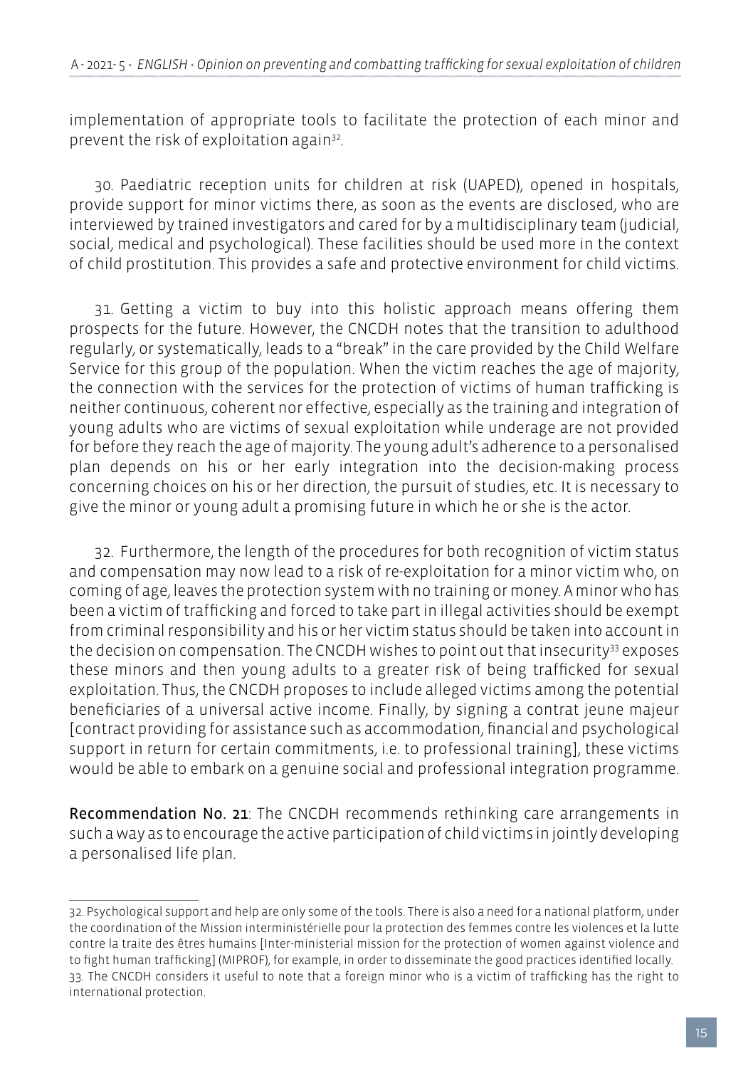implementation of appropriate tools to facilitate the protection of each minor and prevent the risk of exploitation again[32].

30. Paediatric reception units for children at risk (UAPED), opened in hospitals, provide support for minor victims there, as soon as the events are disclosed, who are interviewed by trained investigators and cared for by a multidisciplinary team (judicial, social, medical and psychological). These facilities should be used more in the context of child prostitution. This provides a safe and protective environment for child victims.

31. Getting a victim to buy into this holistic approach means offering them prospects for the future. However, the CNCDH notes that the transition to adulthood regularly, or systematically, leads to a "break" in the care provided by the Child Welfare Service for this group of the population. When the victim reaches the age of majority, the connection with the services for the protection of victims of human trafficking is neither continuous, coherent nor effective, especially as the training and integration of young adults who are victims of sexual exploitation while underage are not provided for before they reach the age of majority. The young adult's adherence to a personalised plan depends on his or her early integration into the decision-making process concerning choices on his or her direction, the pursuit of studies, etc. It is necessary to give the minor or young adult a promising future in which he or she is the actor.

32. Furthermore, the length of the procedures for both recognition of victim status and compensation may now lead to a risk of re-exploitation for a minor victim who, on coming of age, leaves the protection system with no training or money. A minor who has been a victim of trafficking and forced to take part in illegal activities should be exempt from criminal responsibility and his or her victim status should be taken into account in the decision on compensation. The CNCDH wishes to point out that insecurity[33] exposes these minors and then young adults to a greater risk of being trafficked for sexual exploitation. Thus, the CNCDH proposes to include alleged victims among the potential beneficiaries of a universal active income. Finally, by signing a contrat jeune majeur [contract providing for assistance such as accommodation, financial and psychological support in return for certain commitments, i.e. to professional training], these victims would be able to embark on a genuine social and professional integration programme.

**Recommendation No. 21**: The CNCDH recommends rethinking care arrangements in such a way as to encourage the active participation of child victims in jointly developing a personalised life plan.

---

32. Psychological support and help are only some of the tools. There is also a need for a national platform, under the coordination of the Mission interministérielle pour la protection des femmes contre les violences et la lutte contre la traite des êtres humains [Inter-ministerial mission for the protection of women against violence and to fight human trafficking] (MIPROF), for example, in order to disseminate the good practices identified locally.

33. The CNCDH considers it useful to note that a foreign minor who is a victim of trafficking has the right to international protection.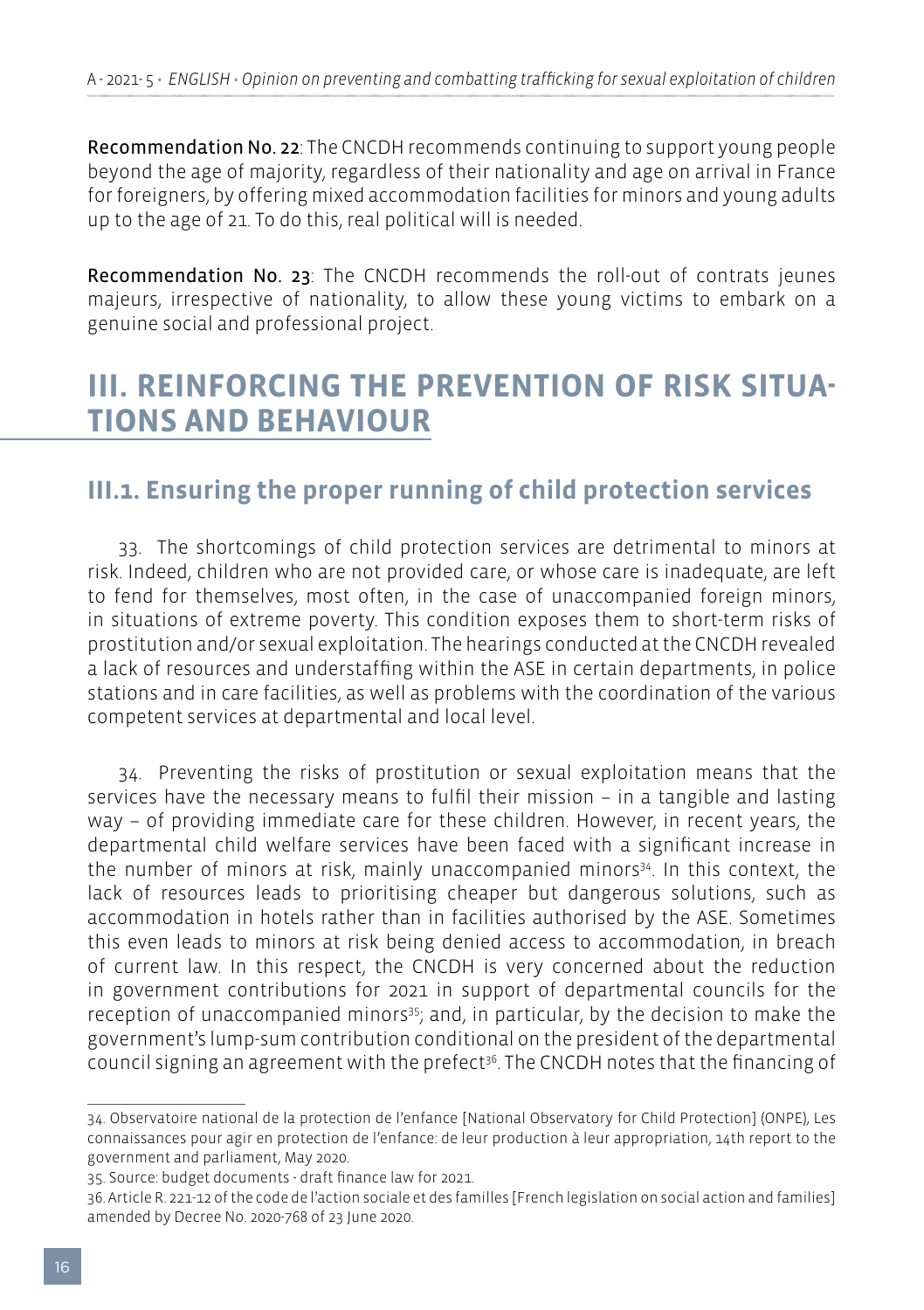**Recommendation No. 22**: The CNCDH recommends continuing to support young people beyond the age of majority, regardless of their nationality and age on arrival in France for foreigners, by offering mixed accommodation facilities for minors and young adults up to the age of 21. To do this, real political will is needed.

**Recommendation No. 23**: The CNCDH recommends the roll-out of contrats jeunes majeurs, irrespective of nationality, to allow these young victims to embark on a genuine social and professional project.

# III. REINFORCING THE PREVENTION OF RISK SITUATIONS AND BEHAVIOUR

## III.1. Ensuring the proper running of child protection services

33. The shortcomings of child protection services are detrimental to minors at risk. Indeed, children who are not provided care, or whose care is inadequate, are left to fend for themselves, most often, in the case of unaccompanied foreign minors, in situations of extreme poverty. This condition exposes them to short-term risks of prostitution and/or sexual exploitation. The hearings conducted at the CNCDH revealed a lack of resources and understaffing within the ASE in certain departments, in police stations and in care facilities, as well as problems with the coordination of the various competent services at departmental and local level.

34. Preventing the risks of prostitution or sexual exploitation means that the services have the necessary means to fulfil their mission – in a tangible and lasting way – of providing immediate care for these children. However, in recent years, the departmental child welfare services have been faced with a significant increase in the number of minors at risk, mainly unaccompanied minors[34]. In this context, the lack of resources leads to prioritising cheaper but dangerous solutions, such as accommodation in hotels rather than in facilities authorised by the ASE. Sometimes this even leads to minors at risk being denied access to accommodation, in breach of current law. In this respect, the CNCDH is very concerned about the reduction in government contributions for 2021 in support of departmental councils for the reception of unaccompanied minors[35]; and, in particular, by the decision to make the government's lump-sum contribution conditional on the president of the departmental council signing an agreement with the prefect[36]. The CNCDH notes that the financing of

---

34. Observatoire national de la protection de l'enfance [National Observatory for Child Protection] (ONPE), Les connaissances pour agir en protection de l'enfance: de leur production à leur appropriation, 14th report to the government and parliament, May 2020.

35. Source: budget documents - draft finance law for 2021.

36. Article R. 221-12 of the code de l'action sociale et des familles [French legislation on social action and families] amended by Decree No. 2020-768 of 23 June 2020.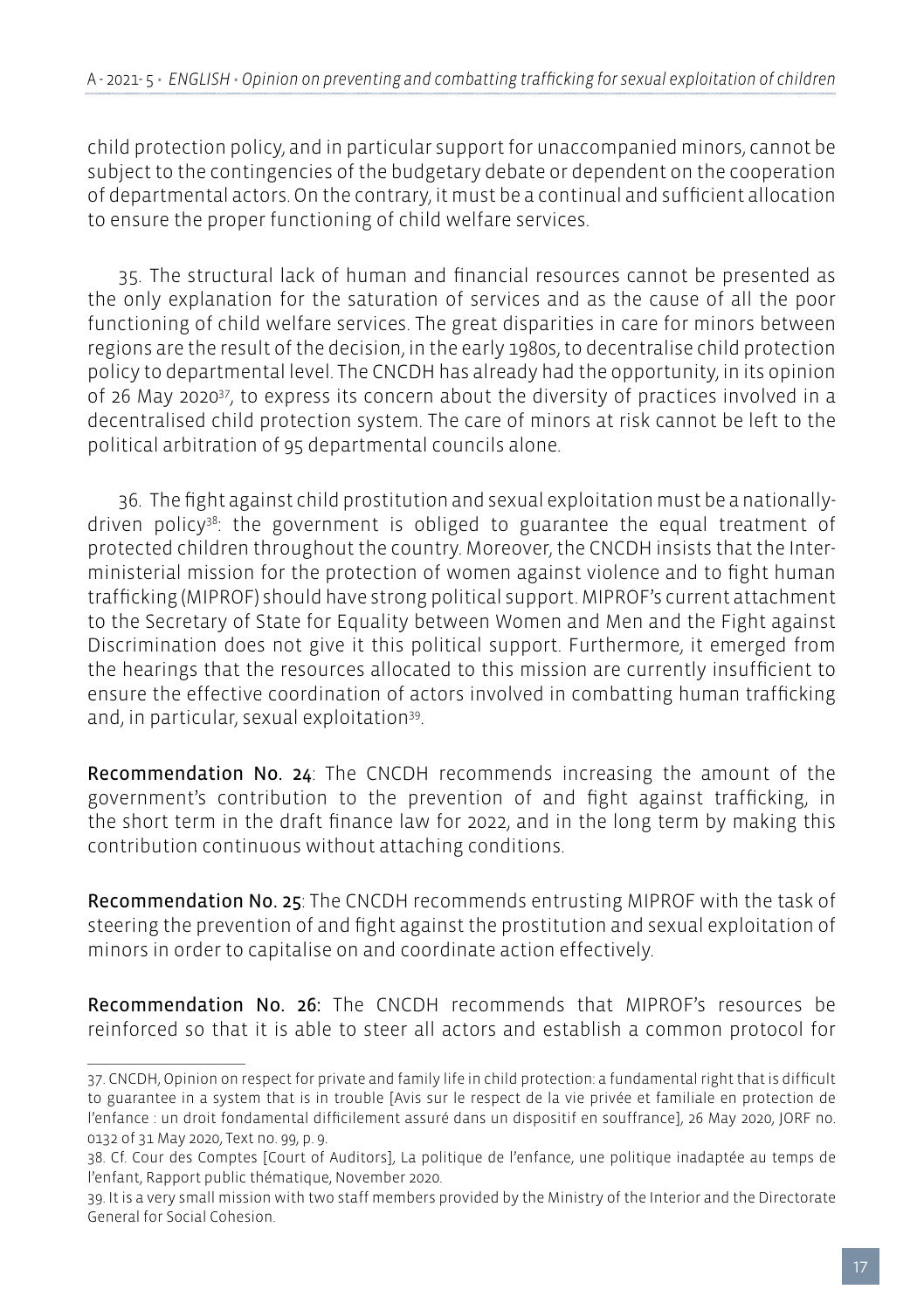child protection policy, and in particular support for unaccompanied minors, cannot be subject to the contingencies of the budgetary debate or dependent on the cooperation of departmental actors. On the contrary, it must be a continual and sufficient allocation to ensure the proper functioning of child welfare services.

35. The structural lack of human and financial resources cannot be presented as the only explanation for the saturation of services and as the cause of all the poor functioning of child welfare services. The great disparities in care for minors between regions are the result of the decision, in the early 1980s, to decentralise child protection policy to departmental level. The CNCDH has already had the opportunity, in its opinion of 26 May 2020[37], to express its concern about the diversity of practices involved in a decentralised child protection system. The care of minors at risk cannot be left to the political arbitration of 95 departmental councils alone.

36. The fight against child prostitution and sexual exploitation must be a nationally-driven policy[38]: the government is obliged to guarantee the equal treatment of protected children throughout the country. Moreover, the CNCDH insists that the Inter-ministerial mission for the protection of women against violence and to fight human trafficking (MIPROF) should have strong political support. MIPROF's current attachment to the Secretary of State for Equality between Women and Men and the Fight against Discrimination does not give it this political support. Furthermore, it emerged from the hearings that the resources allocated to this mission are currently insufficient to ensure the effective coordination of actors involved in combatting human trafficking and, in particular, sexual exploitation[39].

**Recommendation No. 24**: The CNCDH recommends increasing the amount of the government's contribution to the prevention of and fight against trafficking, in the short term in the draft finance law for 2022, and in the long term by making this contribution continuous without attaching conditions.

**Recommendation No. 25**: The CNCDH recommends entrusting MIPROF with the task of steering the prevention of and fight against the prostitution and sexual exploitation of minors in order to capitalise on and coordinate action effectively.

**Recommendation No. 26:** The CNCDH recommends that MIPROF's resources be reinforced so that it is able to steer all actors and establish a common protocol for

---

37. CNCDH, Opinion on respect for private and family life in child protection: a fundamental right that is difficult to guarantee in a system that is in trouble [Avis sur le respect de la vie privée et familiale en protection de l'enfance : un droit fondamental difficilement assuré dans un dispositif en souffrance], 26 May 2020, JORF no. 0132 of 31 May 2020, Text no. 99, p. 9.

38. Cf. Cour des Comptes [Court of Auditors], La politique de l'enfance, une politique inadaptée au temps de l'enfant, Rapport public thématique, November 2020.

39. It is a very small mission with two staff members provided by the Ministry of the Interior and the Directorate General for Social Cohesion.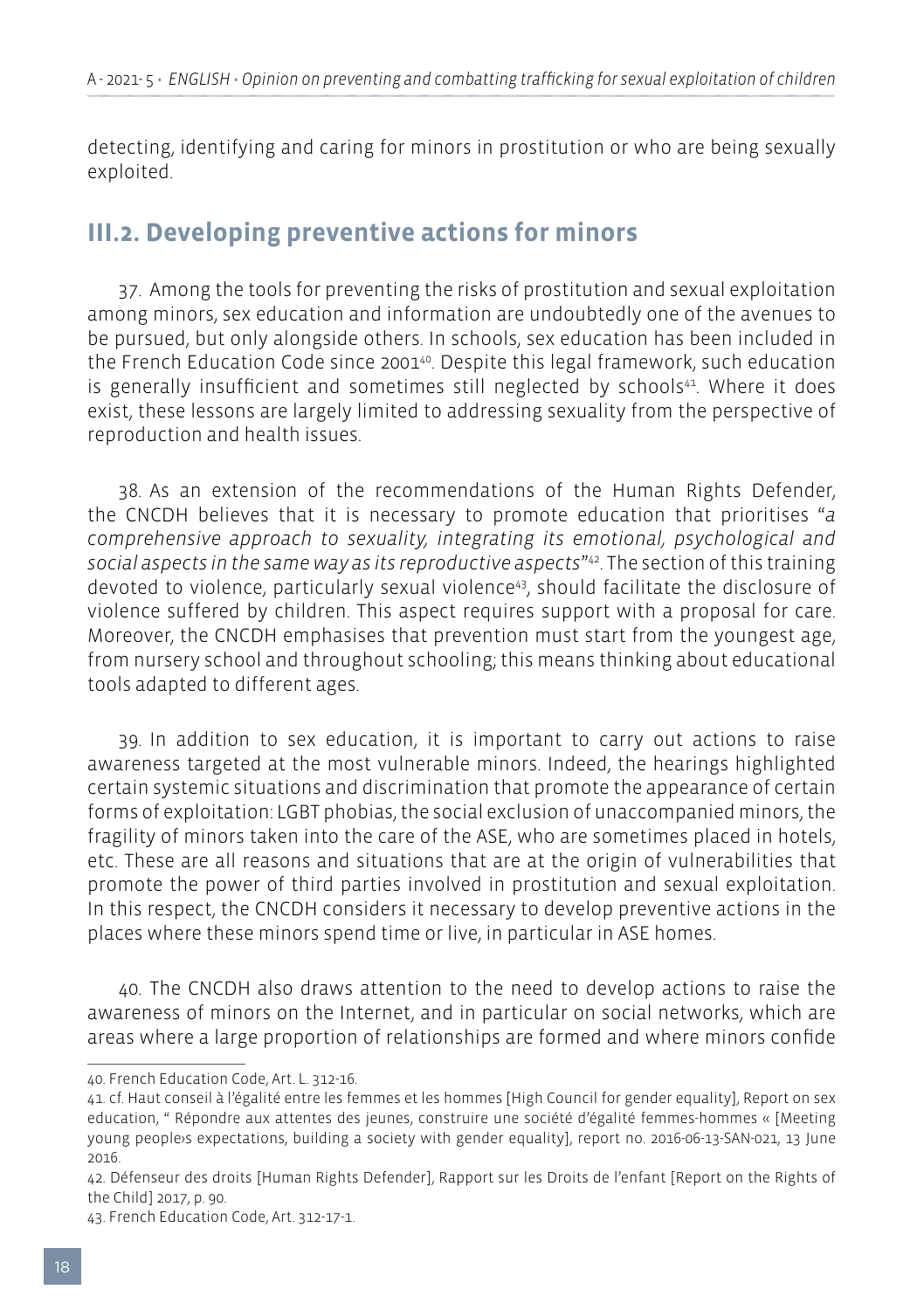detecting, identifying and caring for minors in prostitution or who are being sexually exploited.

## III.2. Developing preventive actions for minors

37. Among the tools for preventing the risks of prostitution and sexual exploitation among minors, sex education and information are undoubtedly one of the avenues to be pursued, but only alongside others. In schools, sex education has been included in the French Education Code since 2001[40]. Despite this legal framework, such education is generally insufficient and sometimes still neglected by schools[41]. Where it does exist, these lessons are largely limited to addressing sexuality from the perspective of reproduction and health issues.

38. As an extension of the recommendations of the Human Rights Defender, the CNCDH believes that it is necessary to promote education that prioritises "*a comprehensive approach to sexuality, integrating its emotional, psychological and social aspects in the same way as its reproductive aspects*"[42]. The section of this training devoted to violence, particularly sexual violence[43], should facilitate the disclosure of violence suffered by children. This aspect requires support with a proposal for care. Moreover, the CNCDH emphasises that prevention must start from the youngest age, from nursery school and throughout schooling; this means thinking about educational tools adapted to different ages.

39. In addition to sex education, it is important to carry out actions to raise awareness targeted at the most vulnerable minors. Indeed, the hearings highlighted certain systemic situations and discrimination that promote the appearance of certain forms of exploitation: LGBT phobias, the social exclusion of unaccompanied minors, the fragility of minors taken into the care of the ASE, who are sometimes placed in hotels, etc. These are all reasons and situations that are at the origin of vulnerabilities that promote the power of third parties involved in prostitution and sexual exploitation. In this respect, the CNCDH considers it necessary to develop preventive actions in the places where these minors spend time or live, in particular in ASE homes.

40. The CNCDH also draws attention to the need to develop actions to raise the awareness of minors on the Internet, and in particular on social networks, which are areas where a large proportion of relationships are formed and where minors confide

---

40. French Education Code, Art. L. 312-16.

41. cf. Haut conseil à l'égalité entre les femmes et les hommes [High Council for gender equality], Report on sex education, " Répondre aux attentes des jeunes, construire une société d'égalité femmes-hommes « [Meeting young people›s expectations, building a society with gender equality], report no. 2016-06-13-SAN-021, 13 June 2016.

42. Défenseur des droits [Human Rights Defender], Rapport sur les Droits de l'enfant [Report on the Rights of the Child] 2017, p. 90.

43. French Education Code, Art. 312-17-1.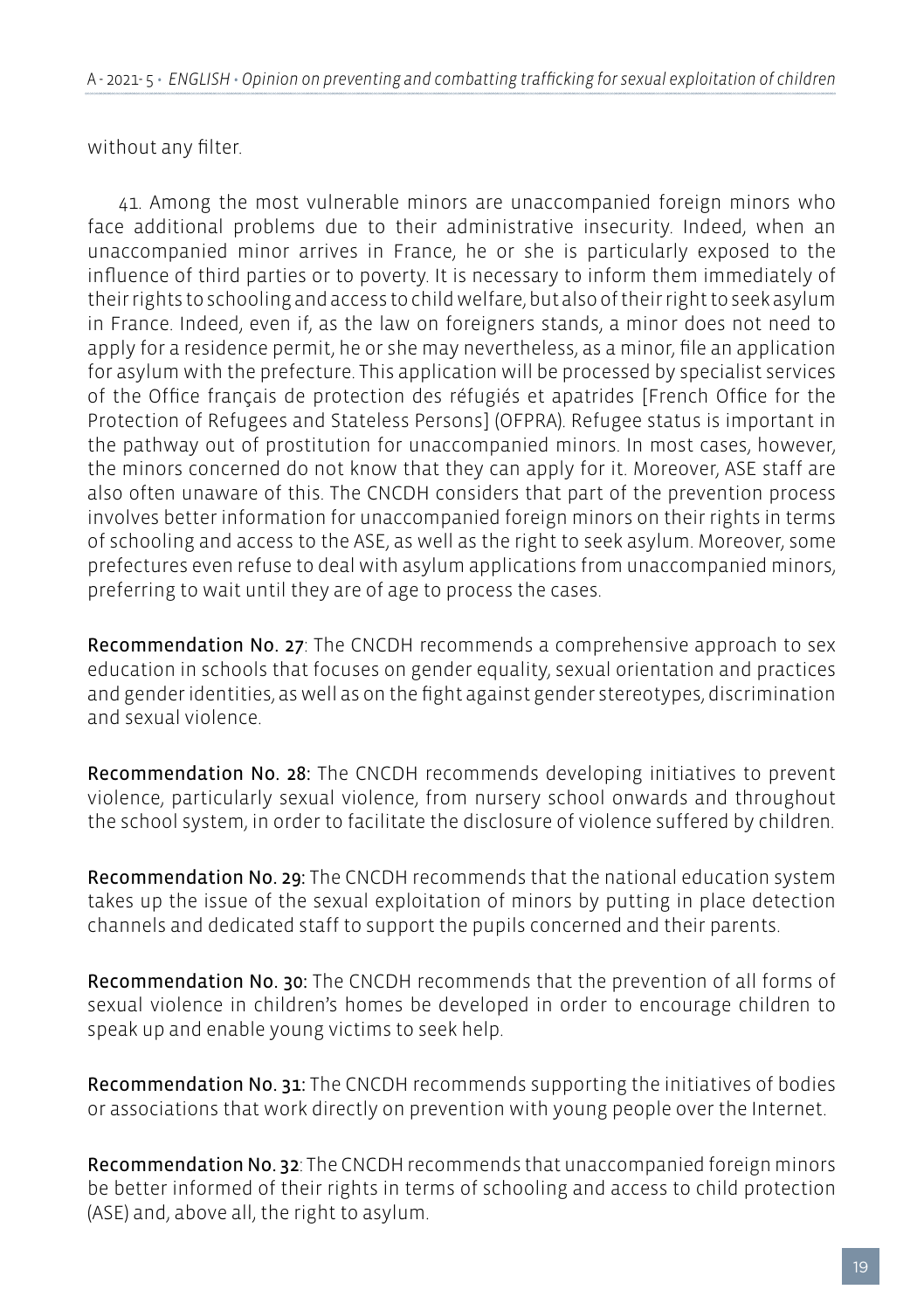without any filter.

41. Among the most vulnerable minors are unaccompanied foreign minors who face additional problems due to their administrative insecurity. Indeed, when an unaccompanied minor arrives in France, he or she is particularly exposed to the influence of third parties or to poverty. It is necessary to inform them immediately of their rights to schooling and access to child welfare, but also of their right to seek asylum in France. Indeed, even if, as the law on foreigners stands, a minor does not need to apply for a residence permit, he or she may nevertheless, as a minor, file an application for asylum with the prefecture. This application will be processed by specialist services of the Office français de protection des réfugiés et apatrides [French Office for the Protection of Refugees and Stateless Persons] (OFPRA). Refugee status is important in the pathway out of prostitution for unaccompanied minors. In most cases, however, the minors concerned do not know that they can apply for it. Moreover, ASE staff are also often unaware of this. The CNCDH considers that part of the prevention process involves better information for unaccompanied foreign minors on their rights in terms of schooling and access to the ASE, as well as the right to seek asylum. Moreover, some prefectures even refuse to deal with asylum applications from unaccompanied minors, preferring to wait until they are of age to process the cases.

**Recommendation No. 27**: The CNCDH recommends a comprehensive approach to sex education in schools that focuses on gender equality, sexual orientation and practices and gender identities, as well as on the fight against gender stereotypes, discrimination and sexual violence.

**Recommendation No. 28:** The CNCDH recommends developing initiatives to prevent violence, particularly sexual violence, from nursery school onwards and throughout the school system, in order to facilitate the disclosure of violence suffered by children.

**Recommendation No. 29:** The CNCDH recommends that the national education system takes up the issue of the sexual exploitation of minors by putting in place detection channels and dedicated staff to support the pupils concerned and their parents.

**Recommendation No. 30:** The CNCDH recommends that the prevention of all forms of sexual violence in children's homes be developed in order to encourage children to speak up and enable young victims to seek help.

**Recommendation No. 31:** The CNCDH recommends supporting the initiatives of bodies or associations that work directly on prevention with young people over the Internet.

**Recommendation No. 32**: The CNCDH recommends that unaccompanied foreign minors be better informed of their rights in terms of schooling and access to child protection (ASE) and, above all, the right to asylum.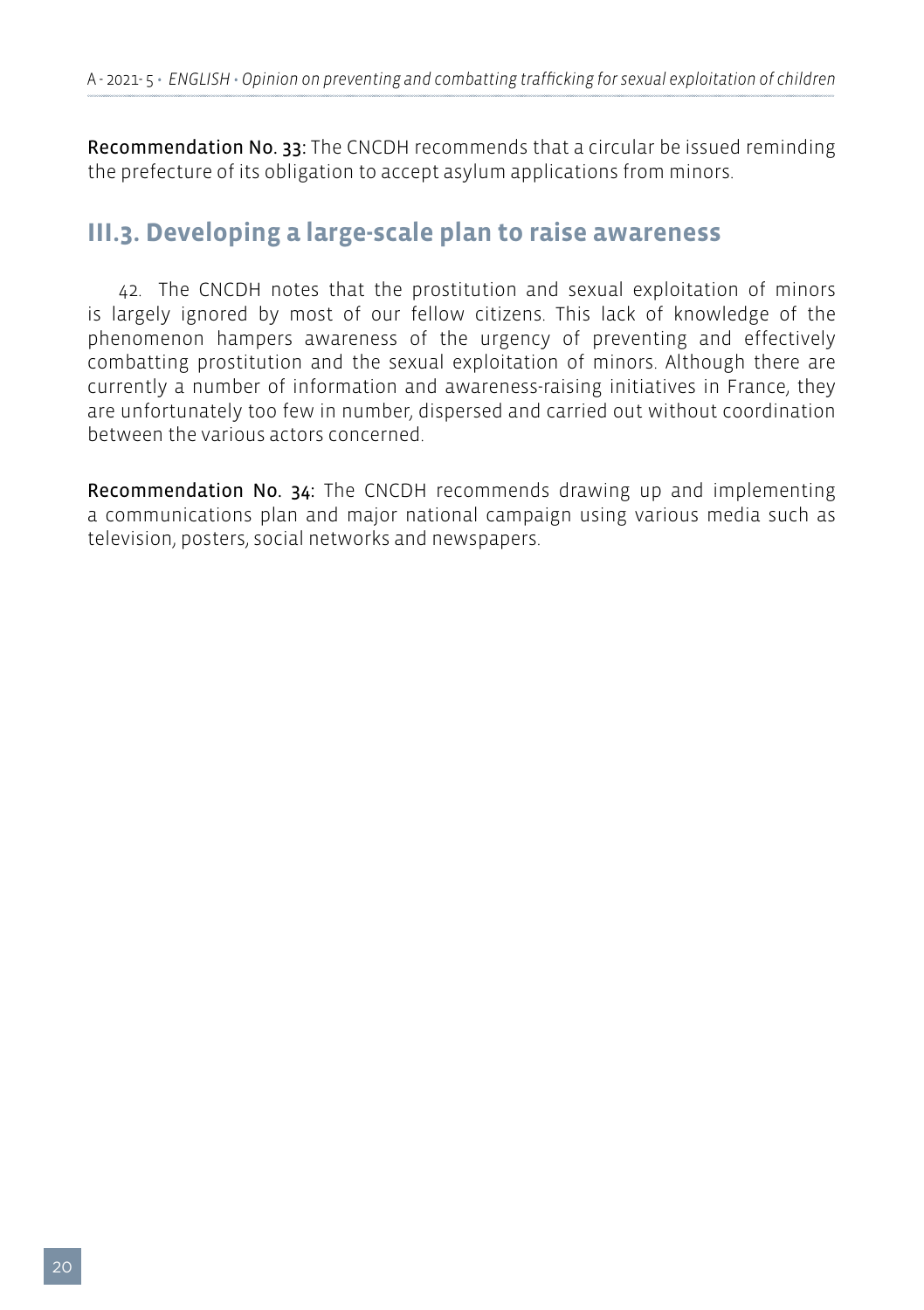**Recommendation No. 33:** The CNCDH recommends that a circular be issued reminding the prefecture of its obligation to accept asylum applications from minors.

## III.3. Developing a large-scale plan to raise awareness

42. The CNCDH notes that the prostitution and sexual exploitation of minors is largely ignored by most of our fellow citizens. This lack of knowledge of the phenomenon hampers awareness of the urgency of preventing and effectively combatting prostitution and the sexual exploitation of minors. Although there are currently a number of information and awareness-raising initiatives in France, they are unfortunately too few in number, dispersed and carried out without coordination between the various actors concerned.

**Recommendation No. 34:** The CNCDH recommends drawing up and implementing a communications plan and major national campaign using various media such as television, posters, social networks and newspapers.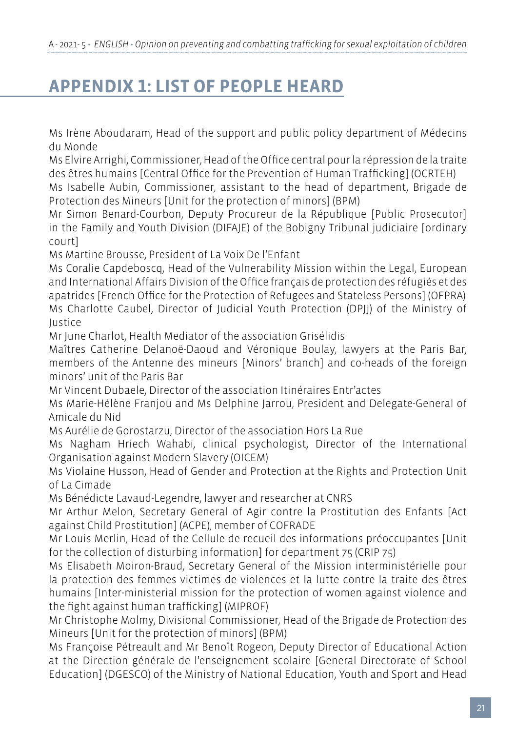# APPENDIX 1: LIST OF PEOPLE HEARD

Ms Irène Aboudaram, Head of the support and public policy department of Médecins du Monde

Ms Elvire Arrighi, Commissioner, Head of the Office central pour la répression de la traite des êtres humains [Central Office for the Prevention of Human Trafficking] (OCRTEH)

Ms Isabelle Aubin, Commissioner, assistant to the head of department, Brigade de Protection des Mineurs [Unit for the protection of minors] (BPM)

Mr Simon Benard-Courbon, Deputy Procureur de la République [Public Prosecutor] in the Family and Youth Division (DIFAJE) of the Bobigny Tribunal judiciaire [ordinary court]

Ms Martine Brousse, President of La Voix De l'Enfant

Ms Coralie Capdeboscq, Head of the Vulnerability Mission within the Legal, European and International Affairs Division of the Office français de protection des réfugiés et des apatrides [French Office for the Protection of Refugees and Stateless Persons] (OFPRA)

Ms Charlotte Caubel, Director of Judicial Youth Protection (DPJJ) of the Ministry of Justice

Mr June Charlot, Health Mediator of the association Grisélidis

Maîtres Catherine Delanoë-Daoud and Véronique Boulay, lawyers at the Paris Bar, members of the Antenne des mineurs [Minors' branch] and co-heads of the foreign minors' unit of the Paris Bar

Mr Vincent Dubaele, Director of the association Itinéraires Entr'actes

Ms Marie-Hélène Franjou and Ms Delphine Jarrou, President and Delegate-General of Amicale du Nid

Ms Aurélie de Gorostarzu, Director of the association Hors La Rue

Ms Nagham Hriech Wahabi, clinical psychologist, Director of the International Organisation against Modern Slavery (OICEM)

Ms Violaine Husson, Head of Gender and Protection at the Rights and Protection Unit of La Cimade

Ms Bénédicte Lavaud-Legendre, lawyer and researcher at CNRS

Mr Arthur Melon, Secretary General of Agir contre la Prostitution des Enfants [Act against Child Prostitution] (ACPE), member of COFRADE

Mr Louis Merlin, Head of the Cellule de recueil des informations préoccupantes [Unit for the collection of disturbing information] for department 75 (CRIP 75)

Ms Elisabeth Moiron-Braud, Secretary General of the Mission interministérielle pour la protection des femmes victimes de violences et la lutte contre la traite des êtres humains [Inter-ministerial mission for the protection of women against violence and the fight against human trafficking] (MIPROF)

Mr Christophe Molmy, Divisional Commissioner, Head of the Brigade de Protection des Mineurs [Unit for the protection of minors] (BPM)

Ms Françoise Pétreault and Mr Benoît Rogeon, Deputy Director of Educational Action at the Direction générale de l'enseignement scolaire [General Directorate of School Education] (DGESCO) of the Ministry of National Education, Youth and Sport and Head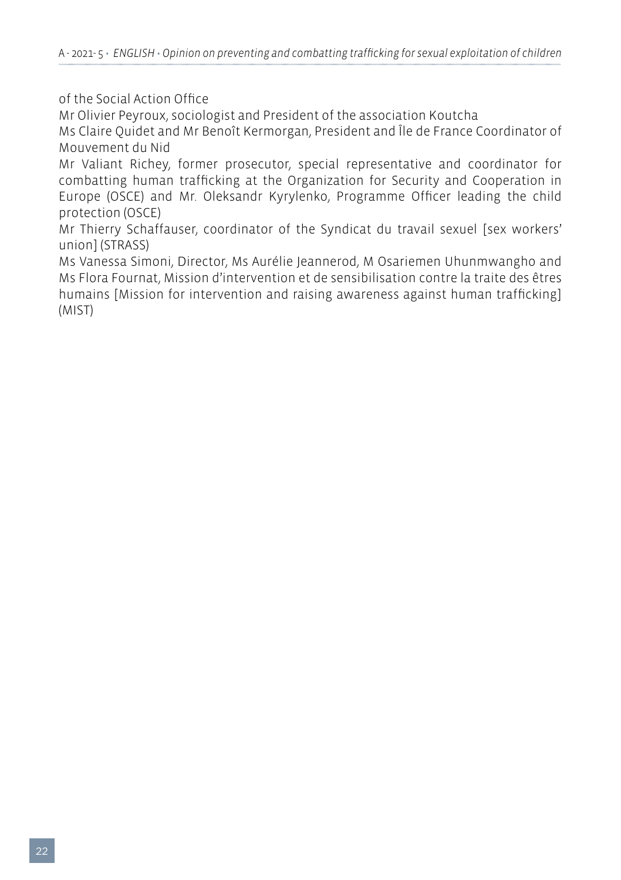of the Social Action Office

Mr Olivier Peyroux, sociologist and President of the association Koutcha

Ms Claire Quidet and Mr Benoît Kermorgan, President and Île de France Coordinator of Mouvement du Nid

Mr Valiant Richey, former prosecutor, special representative and coordinator for combatting human trafficking at the Organization for Security and Cooperation in Europe (OSCE) and Mr. Oleksandr Kyrylenko, Programme Officer leading the child protection (OSCE)

Mr Thierry Schaffauser, coordinator of the Syndicat du travail sexuel [sex workers' union] (STRASS)

Ms Vanessa Simoni, Director, Ms Aurélie Jeannerod, M Osariemen Uhunmwangho and Ms Flora Fournat, Mission d'intervention et de sensibilisation contre la traite des êtres humains [Mission for intervention and raising awareness against human trafficking] (MIST)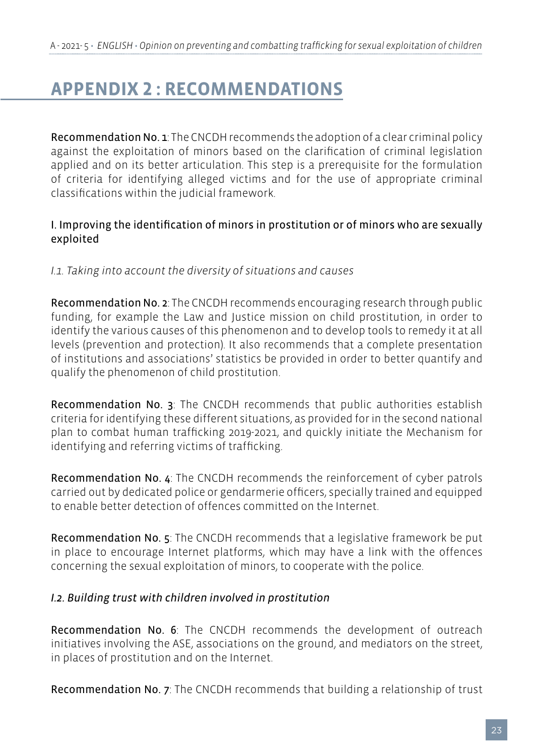# APPENDIX 2 : RECOMMENDATIONS

**Recommendation No. 1**: The CNCDH recommends the adoption of a clear criminal policy against the exploitation of minors based on the clarification of criminal legislation applied and on its better articulation. This step is a prerequisite for the formulation of criteria for identifying alleged victims and for the use of appropriate criminal classifications within the judicial framework.

## I. Improving the identification of minors in prostitution or of minors who are sexually exploited

### *I.1. Taking into account the diversity of situations and causes*

**Recommendation No. 2**: The CNCDH recommends encouraging research through public funding, for example the Law and Justice mission on child prostitution, in order to identify the various causes of this phenomenon and to develop tools to remedy it at all levels (prevention and protection). It also recommends that a complete presentation of institutions and associations' statistics be provided in order to better quantify and qualify the phenomenon of child prostitution.

**Recommendation No. 3**: The CNCDH recommends that public authorities establish criteria for identifying these different situations, as provided for in the second national plan to combat human trafficking 2019-2021, and quickly initiate the Mechanism for identifying and referring victims of trafficking.

**Recommendation No. 4**: The CNCDH recommends the reinforcement of cyber patrols carried out by dedicated police or gendarmerie officers, specially trained and equipped to enable better detection of offences committed on the Internet.

**Recommendation No. 5**: The CNCDH recommends that a legislative framework be put in place to encourage Internet platforms, which may have a link with the offences concerning the sexual exploitation of minors, to cooperate with the police.

### *I.2. Building trust with children involved in prostitution*

**Recommendation No. 6**: The CNCDH recommends the development of outreach initiatives involving the ASE, associations on the ground, and mediators on the street, in places of prostitution and on the Internet.

**Recommendation No. 7**: The CNCDH recommends that building a relationship of trust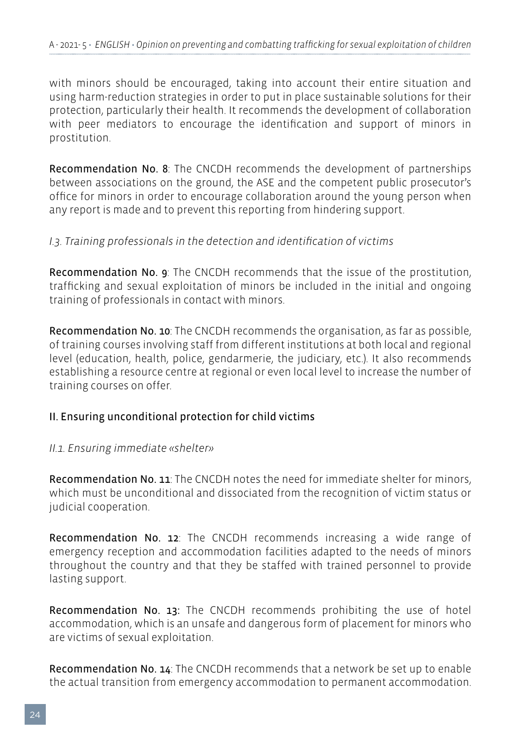with minors should be encouraged, taking into account their entire situation and using harm-reduction strategies in order to put in place sustainable solutions for their protection, particularly their health. It recommends the development of collaboration with peer mediators to encourage the identification and support of minors in prostitution.

**Recommendation No. 8**: The CNCDH recommends the development of partnerships between associations on the ground, the ASE and the competent public prosecutor's office for minors in order to encourage collaboration around the young person when any report is made and to prevent this reporting from hindering support.

*I.3. Training professionals in the detection and identification of victims*

**Recommendation No. 9**: The CNCDH recommends that the issue of the prostitution, trafficking and sexual exploitation of minors be included in the initial and ongoing training of professionals in contact with minors.

**Recommendation No. 10**: The CNCDH recommends the organisation, as far as possible, of training courses involving staff from different institutions at both local and regional level (education, health, police, gendarmerie, the judiciary, etc.). It also recommends establishing a resource centre at regional or even local level to increase the number of training courses on offer.

## II. Ensuring unconditional protection for child victims

*II.1. Ensuring immediate «shelter»*

**Recommendation No. 11**: The CNCDH notes the need for immediate shelter for minors, which must be unconditional and dissociated from the recognition of victim status or judicial cooperation.

**Recommendation No. 12**: The CNCDH recommends increasing a wide range of emergency reception and accommodation facilities adapted to the needs of minors throughout the country and that they be staffed with trained personnel to provide lasting support.

**Recommendation No. 13:** The CNCDH recommends prohibiting the use of hotel accommodation, which is an unsafe and dangerous form of placement for minors who are victims of sexual exploitation.

**Recommendation No. 14**: The CNCDH recommends that a network be set up to enable the actual transition from emergency accommodation to permanent accommodation.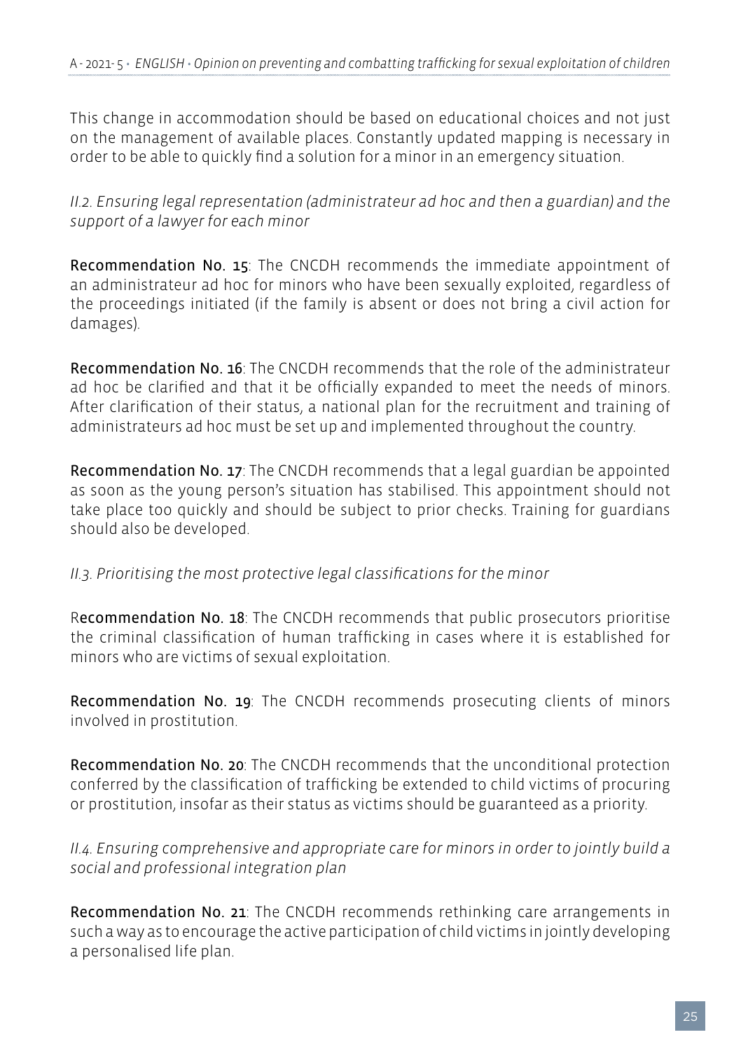This change in accommodation should be based on educational choices and not just on the management of available places. Constantly updated mapping is necessary in order to be able to quickly find a solution for a minor in an emergency situation.

*II.2. Ensuring legal representation (administrateur ad hoc and then a guardian) and the support of a lawyer for each minor*

**Recommendation No. 15**: The CNCDH recommends the immediate appointment of an administrateur ad hoc for minors who have been sexually exploited, regardless of the proceedings initiated (if the family is absent or does not bring a civil action for damages).

**Recommendation No. 16**: The CNCDH recommends that the role of the administrateur ad hoc be clarified and that it be officially expanded to meet the needs of minors. After clarification of their status, a national plan for the recruitment and training of administrateurs ad hoc must be set up and implemented throughout the country.

**Recommendation No. 17**: The CNCDH recommends that a legal guardian be appointed as soon as the young person's situation has stabilised. This appointment should not take place too quickly and should be subject to prior checks. Training for guardians should also be developed.

*II.3. Prioritising the most protective legal classifications for the minor*

R**ecommendation No. 18**: The CNCDH recommends that public prosecutors prioritise the criminal classification of human trafficking in cases where it is established for minors who are victims of sexual exploitation.

**Recommendation No. 19**: The CNCDH recommends prosecuting clients of minors involved in prostitution.

**Recommendation No. 20**: The CNCDH recommends that the unconditional protection conferred by the classification of trafficking be extended to child victims of procuring or prostitution, insofar as their status as victims should be guaranteed as a priority.

*II.4. Ensuring comprehensive and appropriate care for minors in order to jointly build a social and professional integration plan*

**Recommendation No. 21**: The CNCDH recommends rethinking care arrangements in such a way as to encourage the active participation of child victims in jointly developing a personalised life plan.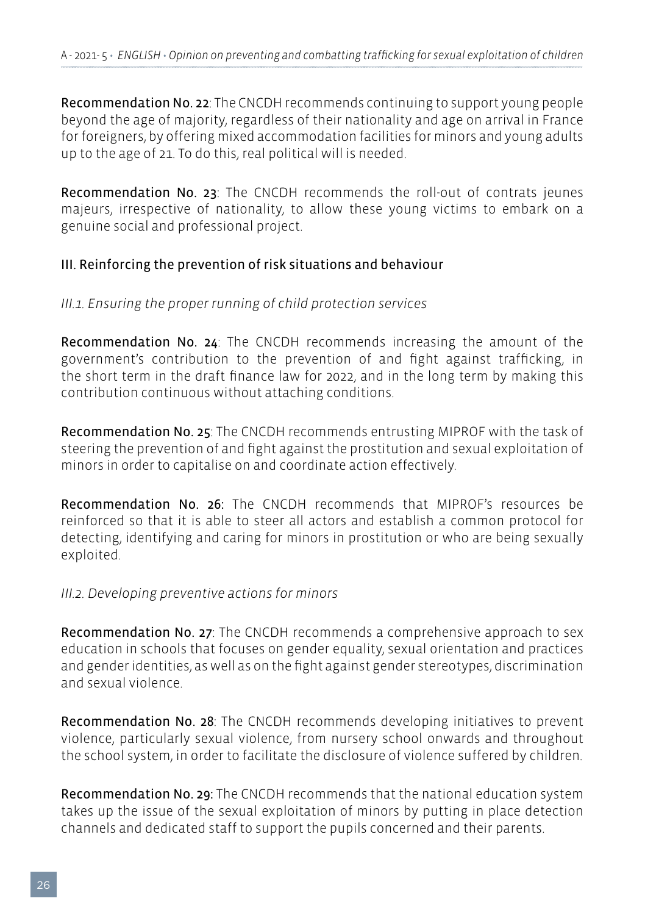**Recommendation No. 22**: The CNCDH recommends continuing to support young people beyond the age of majority, regardless of their nationality and age on arrival in France for foreigners, by offering mixed accommodation facilities for minors and young adults up to the age of 21. To do this, real political will is needed.

**Recommendation No. 23**: The CNCDH recommends the roll-out of contrats jeunes majeurs, irrespective of nationality, to allow these young victims to embark on a genuine social and professional project.

## III. Reinforcing the prevention of risk situations and behaviour

### *III.1. Ensuring the proper running of child protection services*

**Recommendation No. 24**: The CNCDH recommends increasing the amount of the government's contribution to the prevention of and fight against trafficking, in the short term in the draft finance law for 2022, and in the long term by making this contribution continuous without attaching conditions.

**Recommendation No. 25**: The CNCDH recommends entrusting MIPROF with the task of steering the prevention of and fight against the prostitution and sexual exploitation of minors in order to capitalise on and coordinate action effectively.

**Recommendation No. 26:** The CNCDH recommends that MIPROF's resources be reinforced so that it is able to steer all actors and establish a common protocol for detecting, identifying and caring for minors in prostitution or who are being sexually exploited.

### *III.2. Developing preventive actions for minors*

**Recommendation No. 27**: The CNCDH recommends a comprehensive approach to sex education in schools that focuses on gender equality, sexual orientation and practices and gender identities, as well as on the fight against gender stereotypes, discrimination and sexual violence.

**Recommendation No. 28**: The CNCDH recommends developing initiatives to prevent violence, particularly sexual violence, from nursery school onwards and throughout the school system, in order to facilitate the disclosure of violence suffered by children.

**Recommendation No. 29:** The CNCDH recommends that the national education system takes up the issue of the sexual exploitation of minors by putting in place detection channels and dedicated staff to support the pupils concerned and their parents.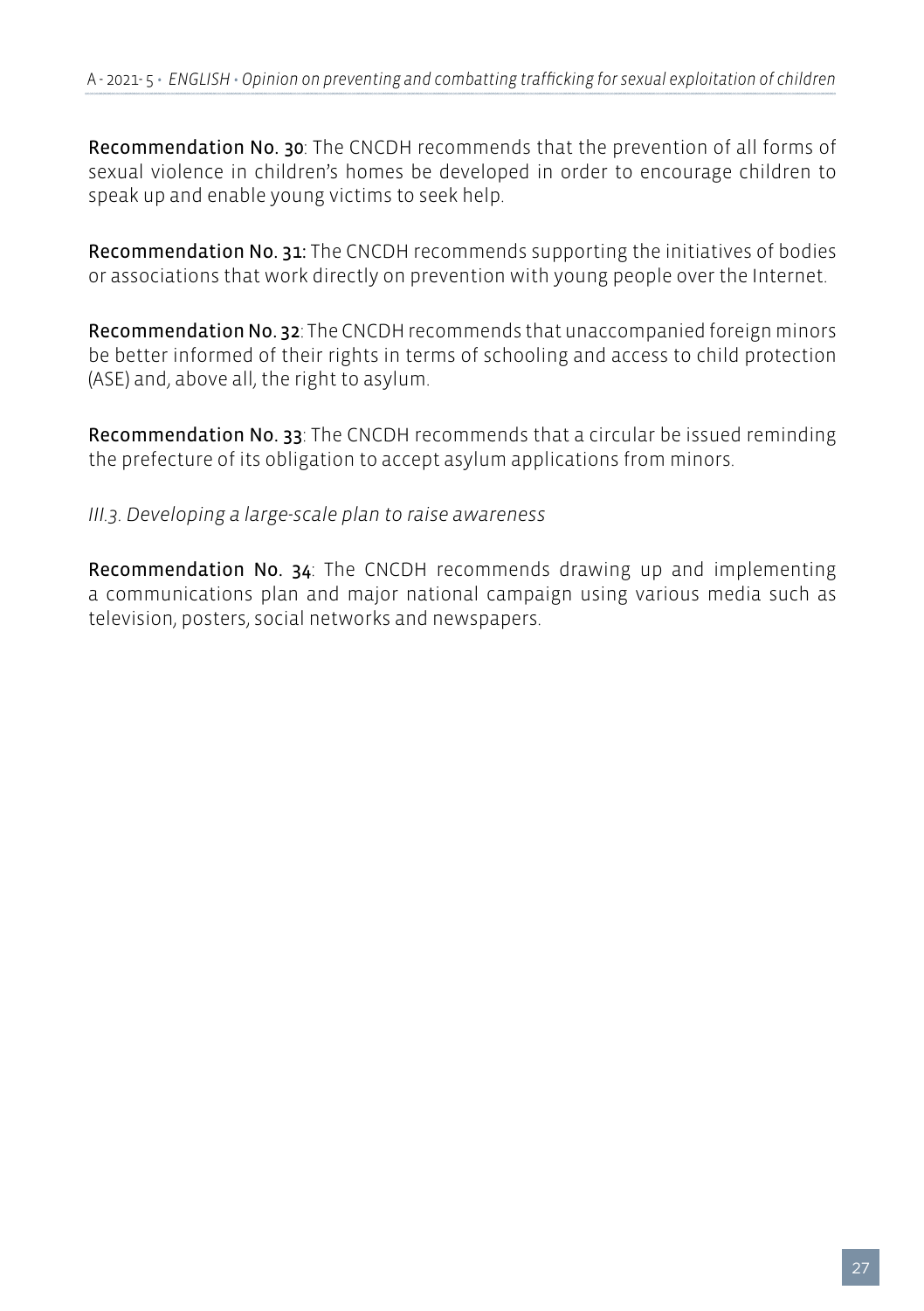**Recommendation No. 30**: The CNCDH recommends that the prevention of all forms of sexual violence in children's homes be developed in order to encourage children to speak up and enable young victims to seek help.

**Recommendation No. 31:** The CNCDH recommends supporting the initiatives of bodies or associations that work directly on prevention with young people over the Internet.

**Recommendation No. 32**: The CNCDH recommends that unaccompanied foreign minors be better informed of their rights in terms of schooling and access to child protection (ASE) and, above all, the right to asylum.

**Recommendation No. 33**: The CNCDH recommends that a circular be issued reminding the prefecture of its obligation to accept asylum applications from minors.

*III.3. Developing a large-scale plan to raise awareness*

**Recommendation No. 34**: The CNCDH recommends drawing up and implementing a communications plan and major national campaign using various media such as television, posters, social networks and newspapers.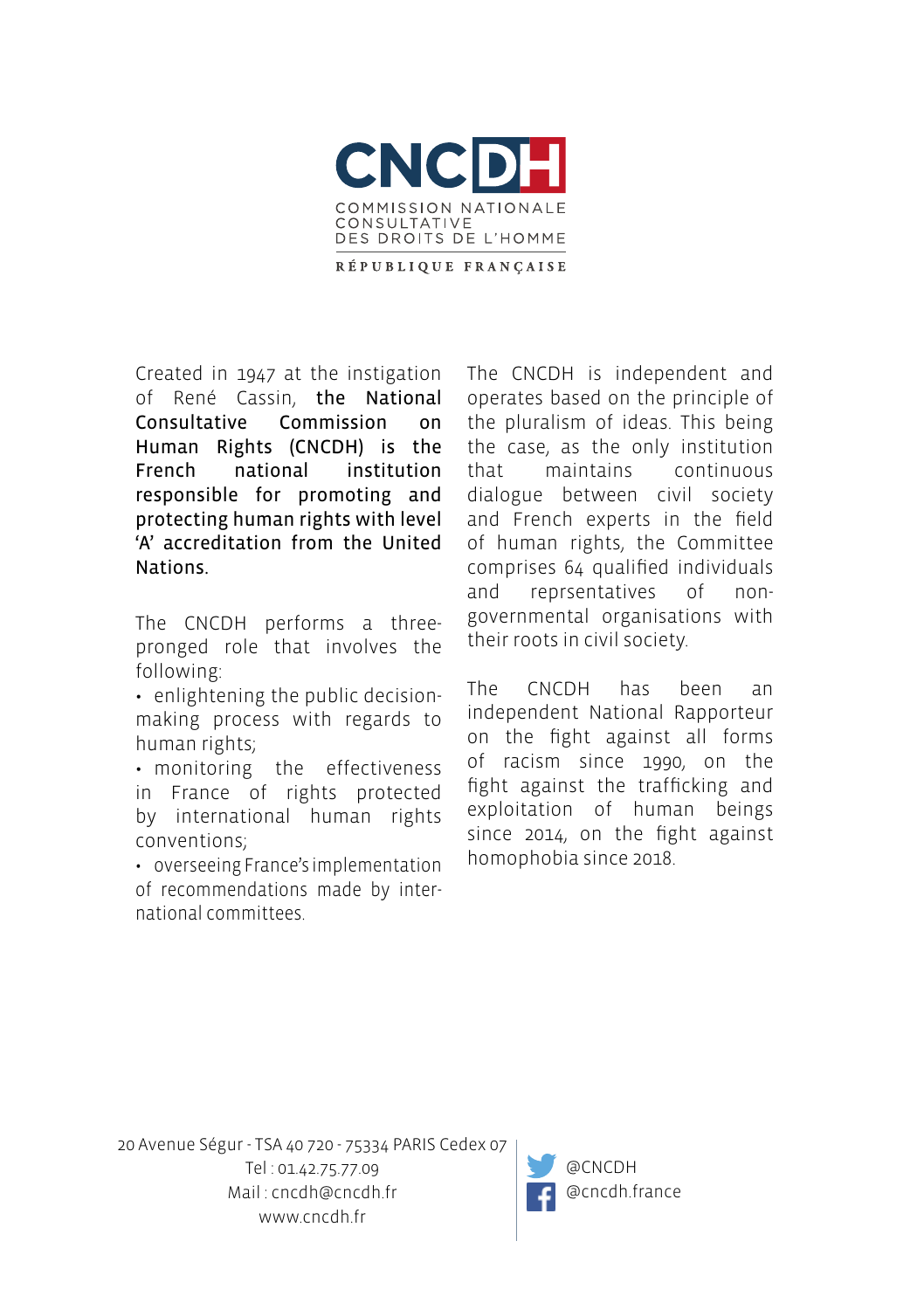CNCDH

COMMISSION NATIONALE CONSULTATIVE DES DROITS DE L'HOMME

RÉPUBLIQUE FRANÇAISE

Created in 1947 at the instigation of René Cassin, **the National Consultative Commission on Human Rights (CNCDH) is the French national institution responsible for promoting and protecting human rights with level 'A' accreditation from the United Nations.**

The CNCDH performs a three-pronged role that involves the following:

- enlightening the public decision-making process with regards to human rights;
- monitoring the effectiveness in France of rights protected by international human rights conventions;
- overseeing France's implementation of recommendations made by international committees.

The CNCDH is independent and operates based on the principle of the pluralism of ideas. This being the case, as the only institution that maintains continuous dialogue between civil society and French experts in the field of human rights, the Committee comprises 64 qualified individuals and reprsentatives of non-governmental organisations with their roots in civil society.

The CNCDH has been an independent National Rapporteur on the fight against all forms of racism since 1990, on the fight against the trafficking and exploitation of human beings since 2014, on the fight against homophobia since 2018.

20 Avenue Ségur - TSA 40 720 - 75334 PARIS Cedex 07
Tel : 01.42.75.77.09
Mail : cncdh@cncdh.fr
www.cncdh.fr

@CNCDH
@cncdh.france